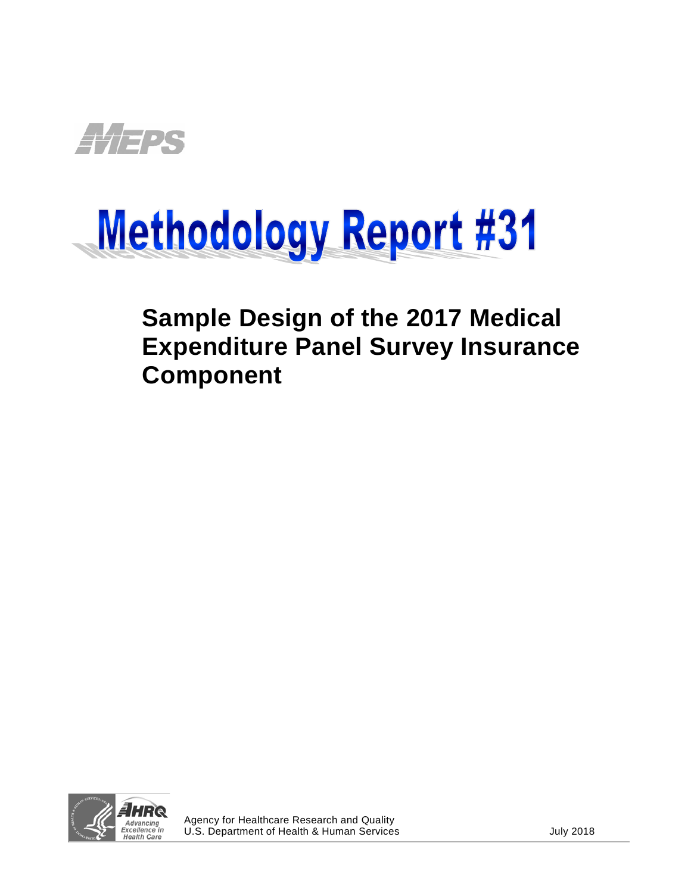MEPS

# Methodology Report #31

## Sample Design of the 2017 Medical Expenditure Panel Survey Insurance Component

AHRQ Advancing Excellence in Health Care

Agency for Healthcare Research and Quality
U.S. Department of Health & Human Services

July 2018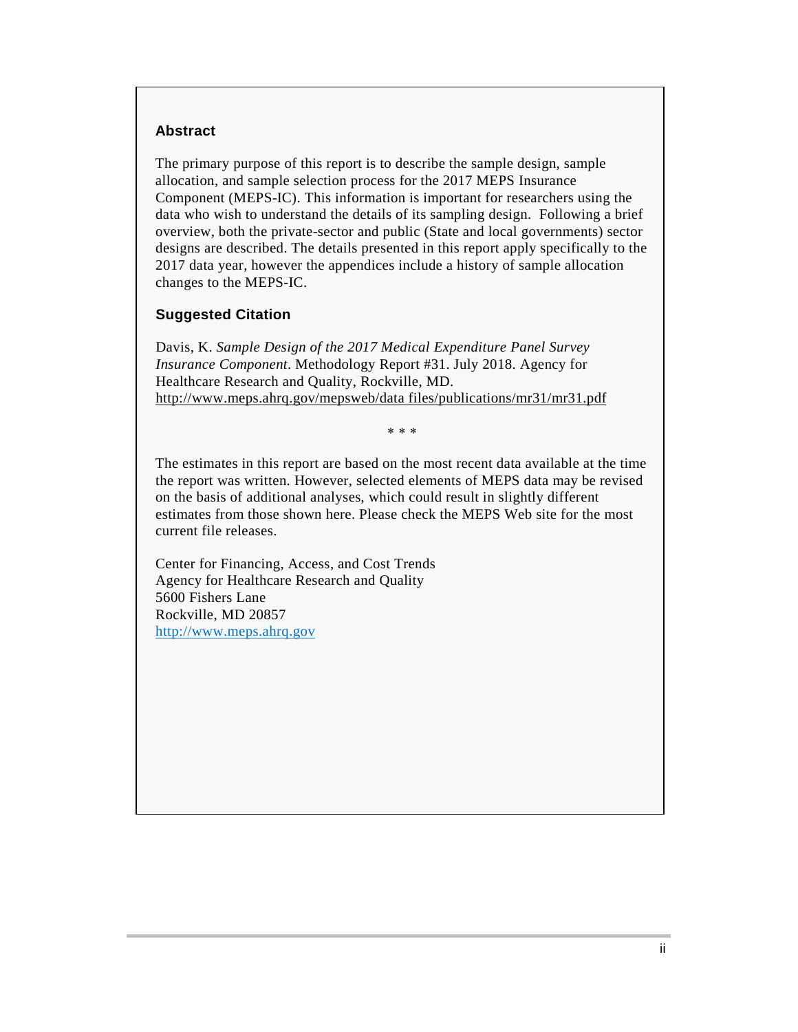## Abstract

The primary purpose of this report is to describe the sample design, sample allocation, and sample selection process for the 2017 MEPS Insurance Component (MEPS-IC). This information is important for researchers using the data who wish to understand the details of its sampling design. Following a brief overview, both the private-sector and public (State and local governments) sector designs are described. The details presented in this report apply specifically to the 2017 data year, however the appendices include a history of sample allocation changes to the MEPS-IC.

## Suggested Citation

Davis, K. *Sample Design of the 2017 Medical Expenditure Panel Survey Insurance Component*. Methodology Report #31. July 2018. Agency for Healthcare Research and Quality, Rockville, MD. http://www.meps.ahrq.gov/mepsweb/data files/publications/mr31/mr31.pdf

\* \* \*

The estimates in this report are based on the most recent data available at the time the report was written. However, selected elements of MEPS data may be revised on the basis of additional analyses, which could result in slightly different estimates from those shown here. Please check the MEPS Web site for the most current file releases.

Center for Financing, Access, and Cost Trends
Agency for Healthcare Research and Quality
5600 Fishers Lane
Rockville, MD 20857
http://www.meps.ahrq.gov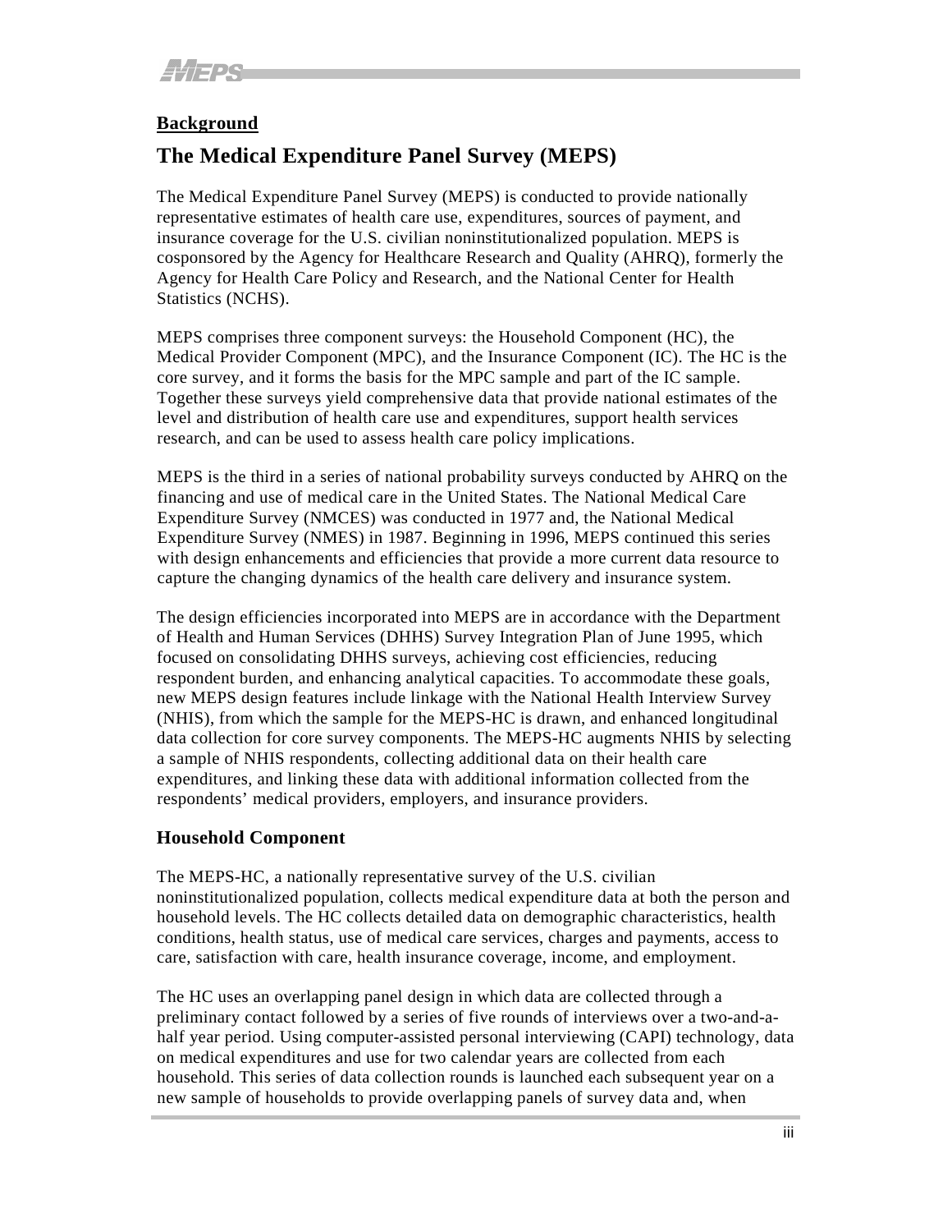## Background

# The Medical Expenditure Panel Survey (MEPS)

The Medical Expenditure Panel Survey (MEPS) is conducted to provide nationally representative estimates of health care use, expenditures, sources of payment, and insurance coverage for the U.S. civilian noninstitutionalized population. MEPS is cosponsored by the Agency for Healthcare Research and Quality (AHRQ), formerly the Agency for Health Care Policy and Research, and the National Center for Health Statistics (NCHS).

MEPS comprises three component surveys: the Household Component (HC), the Medical Provider Component (MPC), and the Insurance Component (IC). The HC is the core survey, and it forms the basis for the MPC sample and part of the IC sample. Together these surveys yield comprehensive data that provide national estimates of the level and distribution of health care use and expenditures, support health services research, and can be used to assess health care policy implications.

MEPS is the third in a series of national probability surveys conducted by AHRQ on the financing and use of medical care in the United States. The National Medical Care Expenditure Survey (NMCES) was conducted in 1977 and, the National Medical Expenditure Survey (NMES) in 1987. Beginning in 1996, MEPS continued this series with design enhancements and efficiencies that provide a more current data resource to capture the changing dynamics of the health care delivery and insurance system.

The design efficiencies incorporated into MEPS are in accordance with the Department of Health and Human Services (DHHS) Survey Integration Plan of June 1995, which focused on consolidating DHHS surveys, achieving cost efficiencies, reducing respondent burden, and enhancing analytical capacities. To accommodate these goals, new MEPS design features include linkage with the National Health Interview Survey (NHIS), from which the sample for the MEPS-HC is drawn, and enhanced longitudinal data collection for core survey components. The MEPS-HC augments NHIS by selecting a sample of NHIS respondents, collecting additional data on their health care expenditures, and linking these data with additional information collected from the respondents' medical providers, employers, and insurance providers.

## Household Component

The MEPS-HC, a nationally representative survey of the U.S. civilian noninstitutionalized population, collects medical expenditure data at both the person and household levels. The HC collects detailed data on demographic characteristics, health conditions, health status, use of medical care services, charges and payments, access to care, satisfaction with care, health insurance coverage, income, and employment.

The HC uses an overlapping panel design in which data are collected through a preliminary contact followed by a series of five rounds of interviews over a two-and-a-half year period. Using computer-assisted personal interviewing (CAPI) technology, data on medical expenditures and use for two calendar years are collected from each household. This series of data collection rounds is launched each subsequent year on a new sample of households to provide overlapping panels of survey data and, when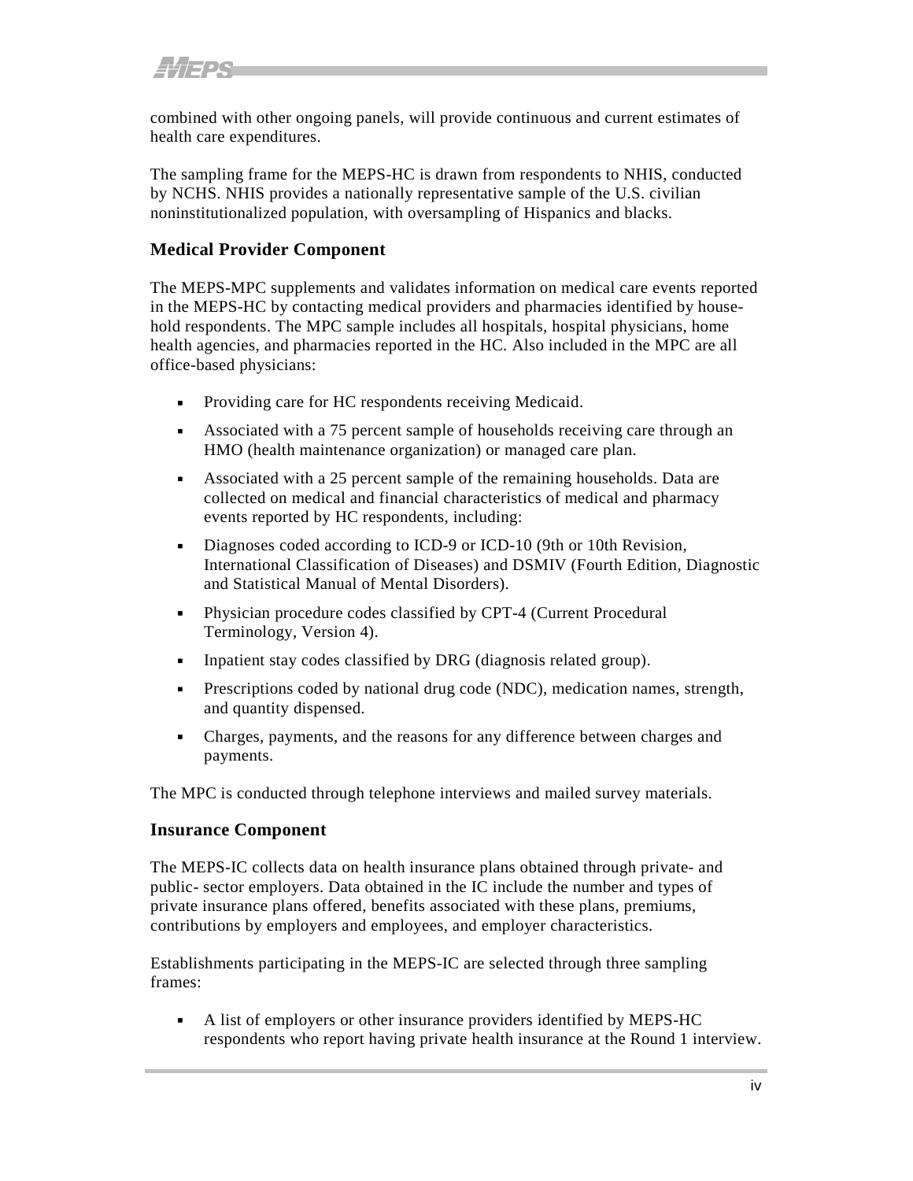combined with other ongoing panels, will provide continuous and current estimates of health care expenditures.

The sampling frame for the MEPS-HC is drawn from respondents to NHIS, conducted by NCHS. NHIS provides a nationally representative sample of the U.S. civilian noninstitutionalized population, with oversampling of Hispanics and blacks.

### Medical Provider Component

The MEPS-MPC supplements and validates information on medical care events reported in the MEPS-HC by contacting medical providers and pharmacies identified by household respondents. The MPC sample includes all hospitals, hospital physicians, home health agencies, and pharmacies reported in the HC. Also included in the MPC are all office-based physicians:

- Providing care for HC respondents receiving Medicaid.
- Associated with a 75 percent sample of households receiving care through an HMO (health maintenance organization) or managed care plan.
- Associated with a 25 percent sample of the remaining households. Data are collected on medical and financial characteristics of medical and pharmacy events reported by HC respondents, including:
- Diagnoses coded according to ICD-9 or ICD-10 (9th or 10th Revision, International Classification of Diseases) and DSMIV (Fourth Edition, Diagnostic and Statistical Manual of Mental Disorders).
- Physician procedure codes classified by CPT-4 (Current Procedural Terminology, Version 4).
- Inpatient stay codes classified by DRG (diagnosis related group).
- Prescriptions coded by national drug code (NDC), medication names, strength, and quantity dispensed.
- Charges, payments, and the reasons for any difference between charges and payments.

The MPC is conducted through telephone interviews and mailed survey materials.

### Insurance Component

The MEPS-IC collects data on health insurance plans obtained through private- and public- sector employers. Data obtained in the IC include the number and types of private insurance plans offered, benefits associated with these plans, premiums, contributions by employers and employees, and employer characteristics.

Establishments participating in the MEPS-IC are selected through three sampling frames:

- A list of employers or other insurance providers identified by MEPS-HC respondents who report having private health insurance at the Round 1 interview.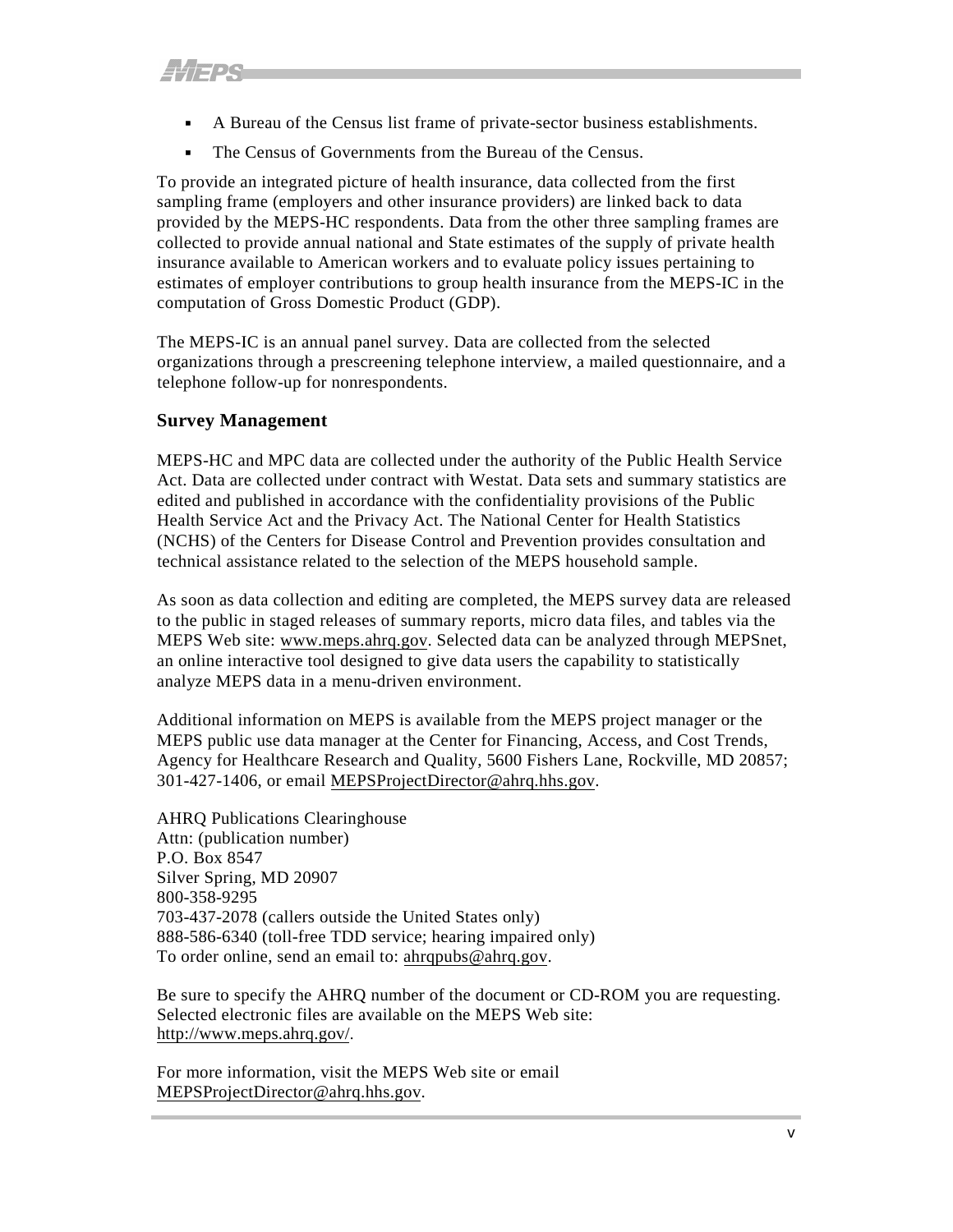- A Bureau of the Census list frame of private-sector business establishments.
- The Census of Governments from the Bureau of the Census.

To provide an integrated picture of health insurance, data collected from the first sampling frame (employers and other insurance providers) are linked back to data provided by the MEPS-HC respondents. Data from the other three sampling frames are collected to provide annual national and State estimates of the supply of private health insurance available to American workers and to evaluate policy issues pertaining to estimates of employer contributions to group health insurance from the MEPS-IC in the computation of Gross Domestic Product (GDP).

The MEPS-IC is an annual panel survey. Data are collected from the selected organizations through a prescreening telephone interview, a mailed questionnaire, and a telephone follow-up for nonrespondents.

### Survey Management

MEPS-HC and MPC data are collected under the authority of the Public Health Service Act. Data are collected under contract with Westat. Data sets and summary statistics are edited and published in accordance with the confidentiality provisions of the Public Health Service Act and the Privacy Act. The National Center for Health Statistics (NCHS) of the Centers for Disease Control and Prevention provides consultation and technical assistance related to the selection of the MEPS household sample.

As soon as data collection and editing are completed, the MEPS survey data are released to the public in staged releases of summary reports, micro data files, and tables via the MEPS Web site: www.meps.ahrq.gov. Selected data can be analyzed through MEPSnet, an online interactive tool designed to give data users the capability to statistically analyze MEPS data in a menu-driven environment.

Additional information on MEPS is available from the MEPS project manager or the MEPS public use data manager at the Center for Financing, Access, and Cost Trends, Agency for Healthcare Research and Quality, 5600 Fishers Lane, Rockville, MD 20857; 301-427-1406, or email MEPSProjectDirector@ahrq.hhs.gov.

AHRQ Publications Clearinghouse
Attn: (publication number)
P.O. Box 8547
Silver Spring, MD 20907
800-358-9295
703-437-2078 (callers outside the United States only)
888-586-6340 (toll-free TDD service; hearing impaired only)
To order online, send an email to: ahrqpubs@ahrq.gov.

Be sure to specify the AHRQ number of the document or CD-ROM you are requesting. Selected electronic files are available on the MEPS Web site: http://www.meps.ahrq.gov/.

For more information, visit the MEPS Web site or email MEPSProjectDirector@ahrq.hhs.gov.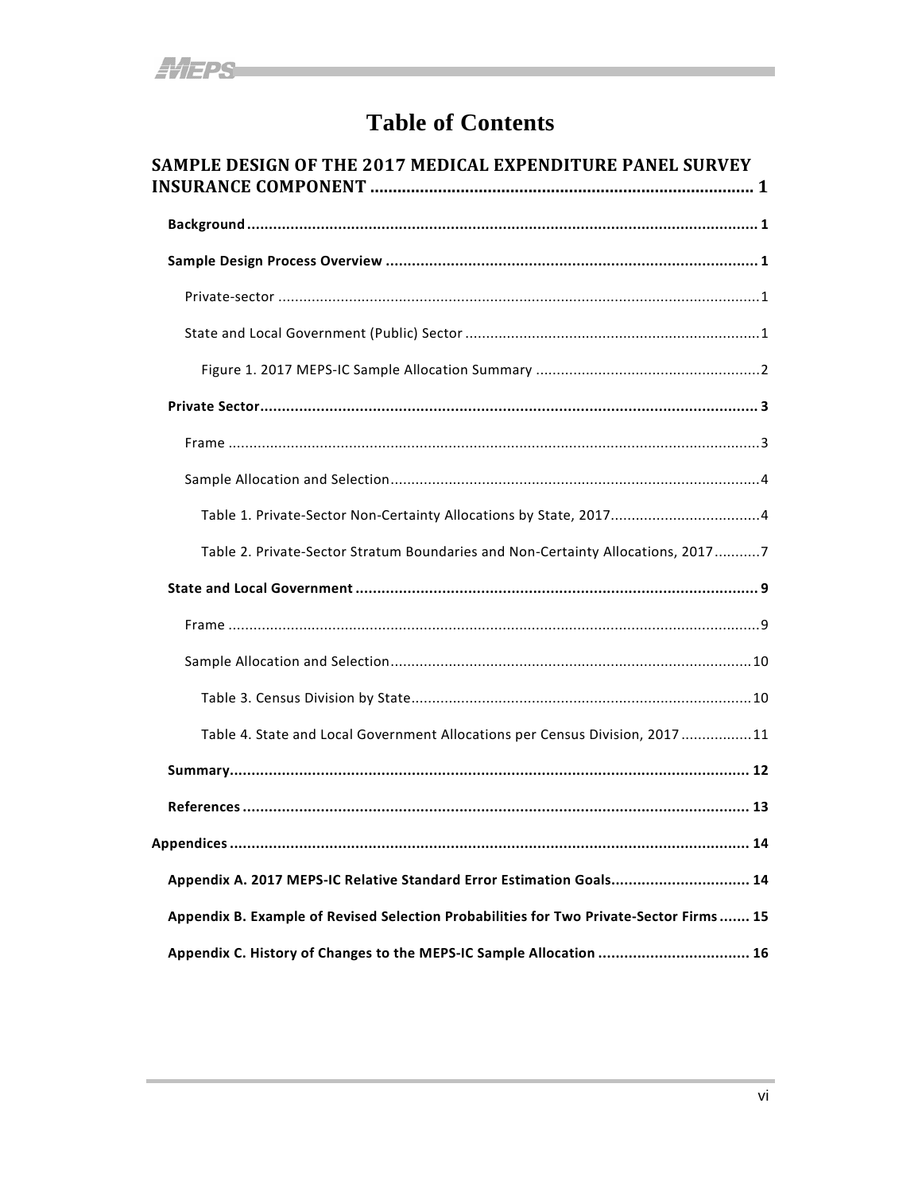# Table of Contents

**SAMPLE DESIGN OF THE 2017 MEDICAL EXPENDITURE PANEL SURVEY INSURANCE COMPONENT** ..................... 1

- **Background** ..................... 1
- **Sample Design Process Overview** ..................... 1
  - Private-sector ..................... 1
  - State and Local Government (Public) Sector ..................... 1
    - Figure 1. 2017 MEPS-IC Sample Allocation Summary ..................... 2
- **Private Sector** ..................... 3
  - Frame ..................... 3
  - Sample Allocation and Selection ..................... 4
    - Table 1. Private-Sector Non-Certainty Allocations by State, 2017 ..................... 4
    - Table 2. Private-Sector Stratum Boundaries and Non-Certainty Allocations, 2017 ..................... 7
- **State and Local Government** ..................... 9
  - Frame ..................... 9
  - Sample Allocation and Selection ..................... 10
    - Table 3. Census Division by State ..................... 10
    - Table 4. State and Local Government Allocations per Census Division, 2017 ..................... 11
- **Summary** ..................... 12
- **References** ..................... 13

**Appendices** ..................... 14

- **Appendix A. 2017 MEPS-IC Relative Standard Error Estimation Goals** ..................... 14
- **Appendix B. Example of Revised Selection Probabilities for Two Private-Sector Firms** ..................... 15
- **Appendix C. History of Changes to the MEPS-IC Sample Allocation** ..................... 16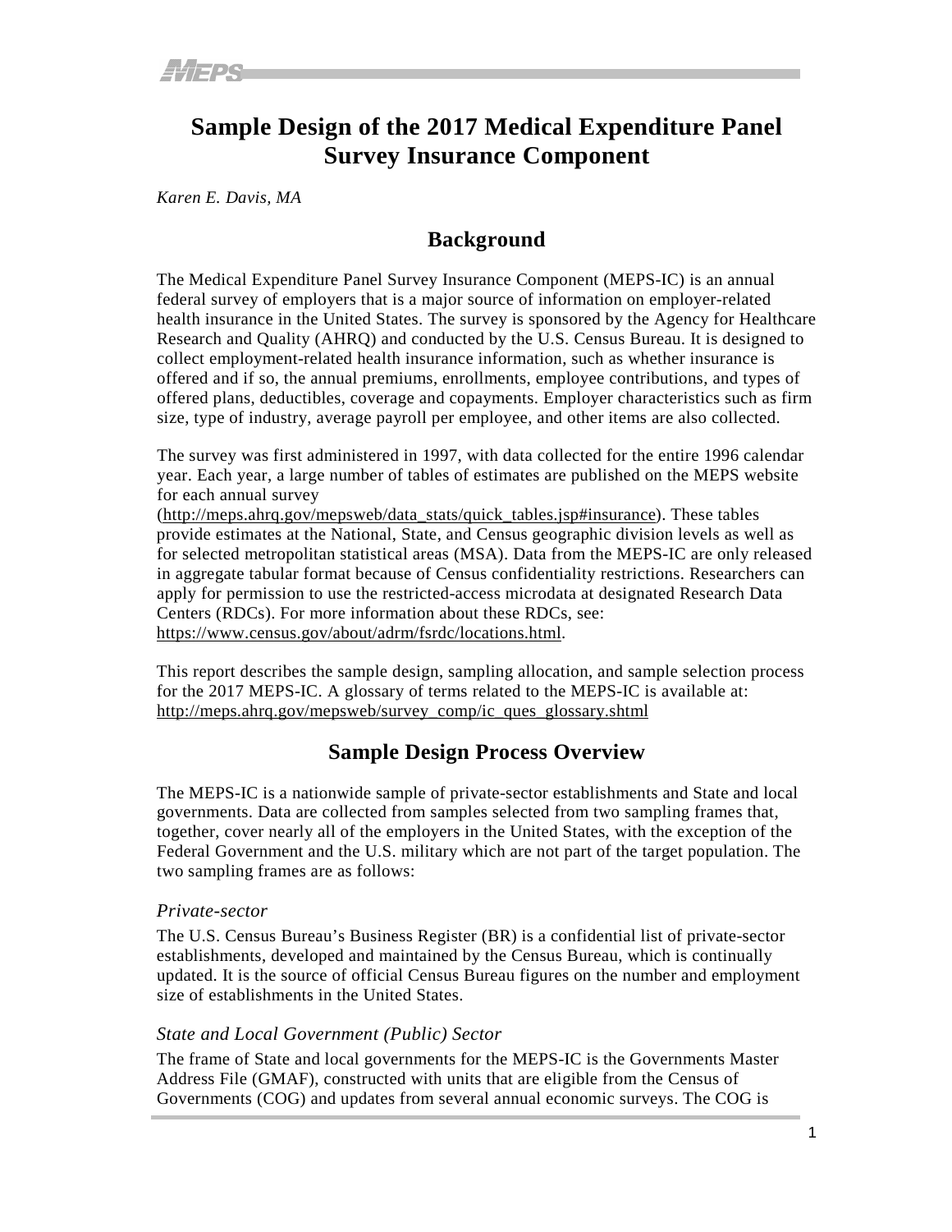# Sample Design of the 2017 Medical Expenditure Panel Survey Insurance Component

*Karen E. Davis, MA*

## Background

The Medical Expenditure Panel Survey Insurance Component (MEPS-IC) is an annual federal survey of employers that is a major source of information on employer-related health insurance in the United States. The survey is sponsored by the Agency for Healthcare Research and Quality (AHRQ) and conducted by the U.S. Census Bureau. It is designed to collect employment-related health insurance information, such as whether insurance is offered and if so, the annual premiums, enrollments, employee contributions, and types of offered plans, deductibles, coverage and copayments. Employer characteristics such as firm size, type of industry, average payroll per employee, and other items are also collected.

The survey was first administered in 1997, with data collected for the entire 1996 calendar year. Each year, a large number of tables of estimates are published on the MEPS website for each annual survey (http://meps.ahrq.gov/mepsweb/data_stats/quick_tables.jsp#insurance). These tables provide estimates at the National, State, and Census geographic division levels as well as for selected metropolitan statistical areas (MSA). Data from the MEPS-IC are only released in aggregate tabular format because of Census confidentiality restrictions. Researchers can apply for permission to use the restricted-access microdata at designated Research Data Centers (RDCs). For more information about these RDCs, see: https://www.census.gov/about/adrm/fsrdc/locations.html.

This report describes the sample design, sampling allocation, and sample selection process for the 2017 MEPS-IC. A glossary of terms related to the MEPS-IC is available at: http://meps.ahrq.gov/mepsweb/survey_comp/ic_ques_glossary.shtml

## Sample Design Process Overview

The MEPS-IC is a nationwide sample of private-sector establishments and State and local governments. Data are collected from samples selected from two sampling frames that, together, cover nearly all of the employers in the United States, with the exception of the Federal Government and the U.S. military which are not part of the target population. The two sampling frames are as follows:

### *Private-sector*

The U.S. Census Bureau's Business Register (BR) is a confidential list of private-sector establishments, developed and maintained by the Census Bureau, which is continually updated. It is the source of official Census Bureau figures on the number and employment size of establishments in the United States.

### *State and Local Government (Public) Sector*

The frame of State and local governments for the MEPS-IC is the Governments Master Address File (GMAF), constructed with units that are eligible from the Census of Governments (COG) and updates from several annual economic surveys. The COG is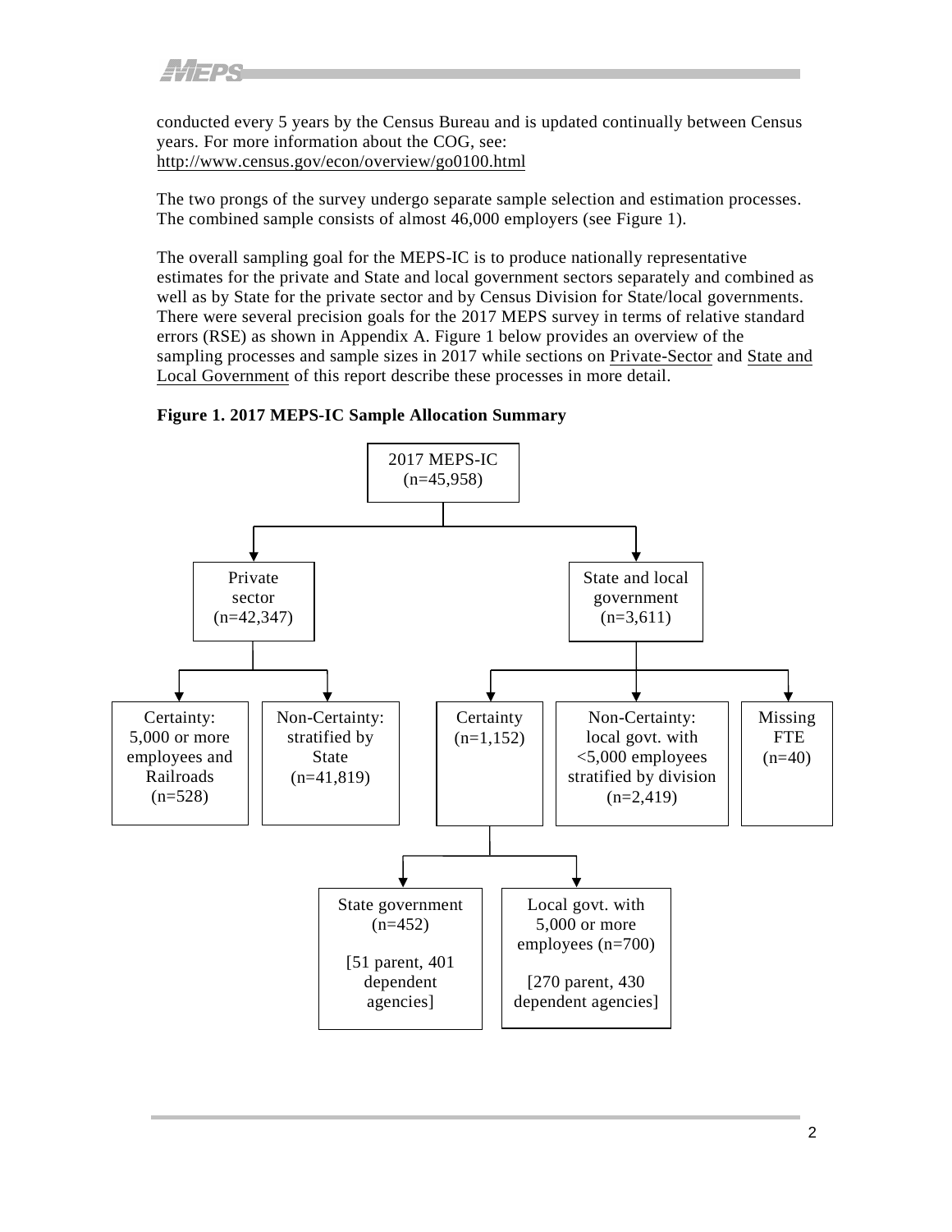conducted every 5 years by the Census Bureau and is updated continually between Census years. For more information about the COG, see: http://www.census.gov/econ/overview/go0100.html

The two prongs of the survey undergo separate sample selection and estimation processes. The combined sample consists of almost 46,000 employers (see Figure 1).

The overall sampling goal for the MEPS-IC is to produce nationally representative estimates for the private and State and local government sectors separately and combined as well as by State for the private sector and by Census Division for State/local governments. There were several precision goals for the 2017 MEPS survey in terms of relative standard errors (RSE) as shown in Appendix A. Figure 1 below provides an overview of the sampling processes and sample sizes in 2017 while sections on Private-Sector and State and Local Government of this report describe these processes in more detail.

**Figure 1. 2017 MEPS-IC Sample Allocation Summary**

- 2017 MEPS-IC (n=45,958)
  - Private sector (n=42,347)
    - Certainty: 5,000 or more employees and Railroads (n=528)
    - Non-Certainty: stratified by State (n=41,819)
  - State and local government (n=3,611)
    - Certainty (n=1,152)
      - State government (n=452) [51 parent, 401 dependent agencies]
      - Local govt. with 5,000 or more employees (n=700) [270 parent, 430 dependent agencies]
    - Non-Certainty: local govt. with <5,000 employees stratified by division (n=2,419)
    - Missing FTE (n=40)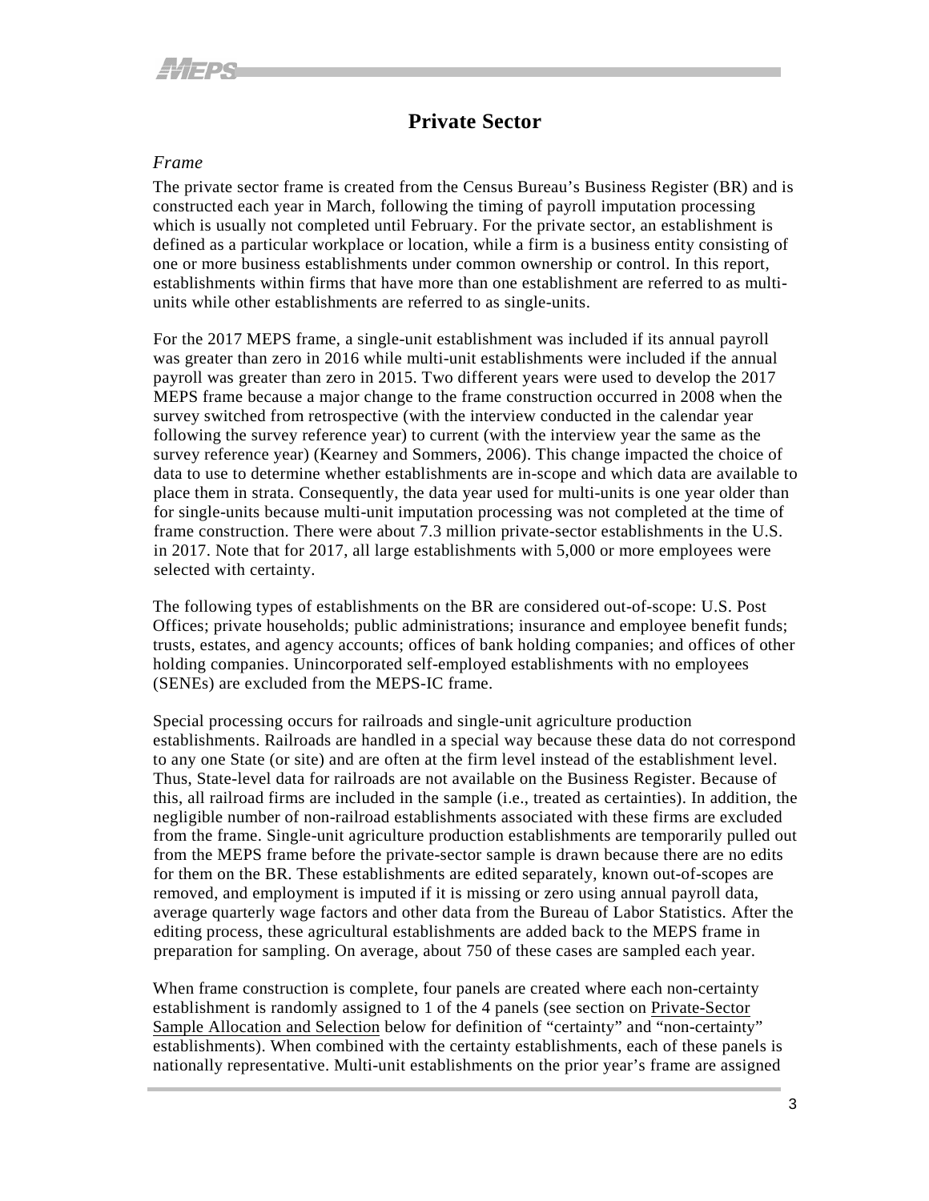## Private Sector

### *Frame*

The private sector frame is created from the Census Bureau's Business Register (BR) and is constructed each year in March, following the timing of payroll imputation processing which is usually not completed until February. For the private sector, an establishment is defined as a particular workplace or location, while a firm is a business entity consisting of one or more business establishments under common ownership or control. In this report, establishments within firms that have more than one establishment are referred to as multi-units while other establishments are referred to as single-units.

For the 2017 MEPS frame, a single-unit establishment was included if its annual payroll was greater than zero in 2016 while multi-unit establishments were included if the annual payroll was greater than zero in 2015. Two different years were used to develop the 2017 MEPS frame because a major change to the frame construction occurred in 2008 when the survey switched from retrospective (with the interview conducted in the calendar year following the survey reference year) to current (with the interview year the same as the survey reference year) (Kearney and Sommers, 2006). This change impacted the choice of data to use to determine whether establishments are in-scope and which data are available to place them in strata. Consequently, the data year used for multi-units is one year older than for single-units because multi-unit imputation processing was not completed at the time of frame construction. There were about 7.3 million private-sector establishments in the U.S. in 2017. Note that for 2017, all large establishments with 5,000 or more employees were selected with certainty.

The following types of establishments on the BR are considered out-of-scope: U.S. Post Offices; private households; public administrations; insurance and employee benefit funds; trusts, estates, and agency accounts; offices of bank holding companies; and offices of other holding companies. Unincorporated self-employed establishments with no employees (SENEs) are excluded from the MEPS-IC frame.

Special processing occurs for railroads and single-unit agriculture production establishments. Railroads are handled in a special way because these data do not correspond to any one State (or site) and are often at the firm level instead of the establishment level. Thus, State-level data for railroads are not available on the Business Register. Because of this, all railroad firms are included in the sample (i.e., treated as certainties). In addition, the negligible number of non-railroad establishments associated with these firms are excluded from the frame. Single-unit agriculture production establishments are temporarily pulled out from the MEPS frame before the private-sector sample is drawn because there are no edits for them on the BR. These establishments are edited separately, known out-of-scopes are removed, and employment is imputed if it is missing or zero using annual payroll data, average quarterly wage factors and other data from the Bureau of Labor Statistics. After the editing process, these agricultural establishments are added back to the MEPS frame in preparation for sampling. On average, about 750 of these cases are sampled each year.

When frame construction is complete, four panels are created where each non-certainty establishment is randomly assigned to 1 of the 4 panels (see section on Private-Sector Sample Allocation and Selection below for definition of "certainty" and "non-certainty" establishments). When combined with the certainty establishments, each of these panels is nationally representative. Multi-unit establishments on the prior year's frame are assigned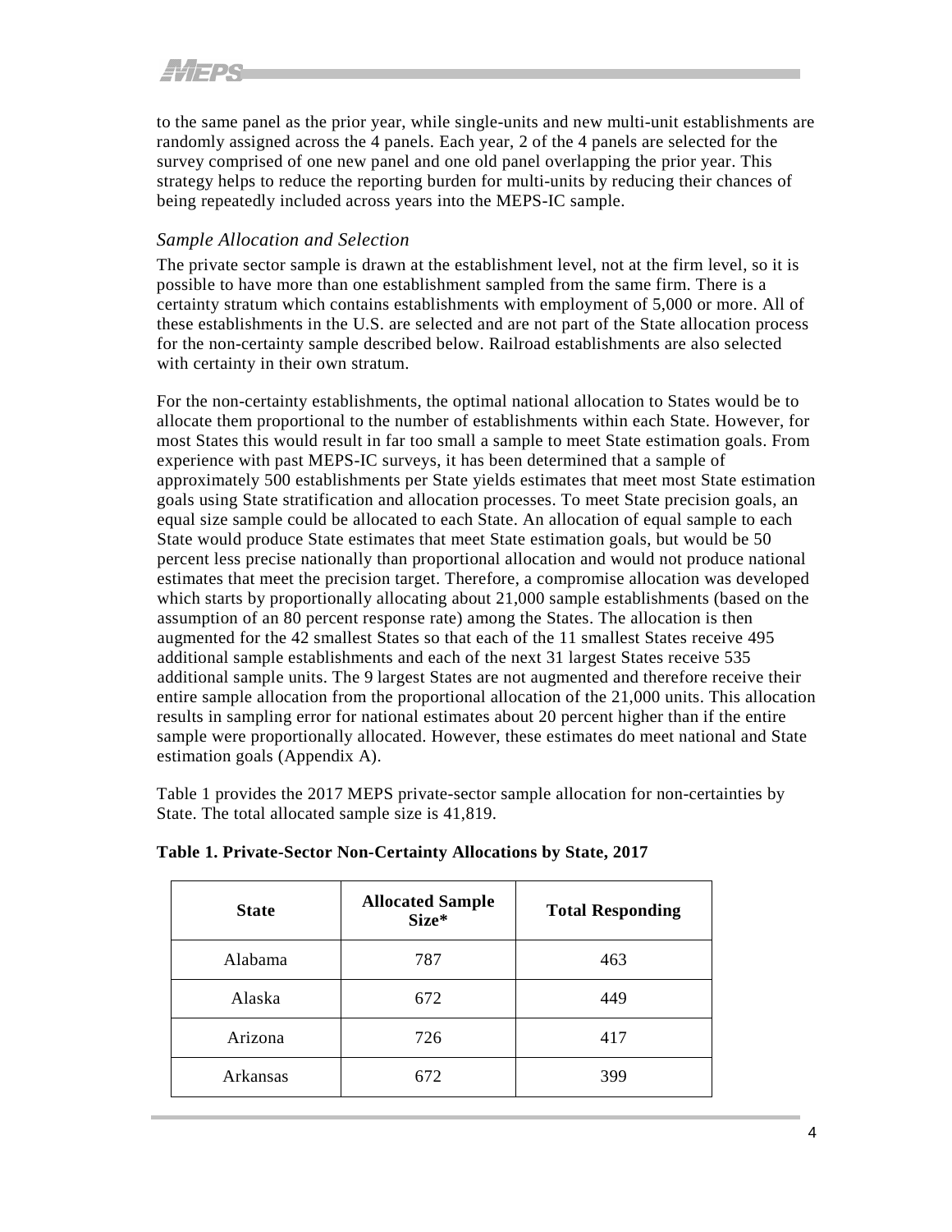to the same panel as the prior year, while single-units and new multi-unit establishments are randomly assigned across the 4 panels. Each year, 2 of the 4 panels are selected for the survey comprised of one new panel and one old panel overlapping the prior year. This strategy helps to reduce the reporting burden for multi-units by reducing their chances of being repeatedly included across years into the MEPS-IC sample.

### *Sample Allocation and Selection*

The private sector sample is drawn at the establishment level, not at the firm level, so it is possible to have more than one establishment sampled from the same firm. There is a certainty stratum which contains establishments with employment of 5,000 or more. All of these establishments in the U.S. are selected and are not part of the State allocation process for the non-certainty sample described below. Railroad establishments are also selected with certainty in their own stratum.

For the non-certainty establishments, the optimal national allocation to States would be to allocate them proportional to the number of establishments within each State. However, for most States this would result in far too small a sample to meet State estimation goals. From experience with past MEPS-IC surveys, it has been determined that a sample of approximately 500 establishments per State yields estimates that meet most State estimation goals using State stratification and allocation processes. To meet State precision goals, an equal size sample could be allocated to each State. An allocation of equal sample to each State would produce State estimates that meet State estimation goals, but would be 50 percent less precise nationally than proportional allocation and would not produce national estimates that meet the precision target. Therefore, a compromise allocation was developed which starts by proportionally allocating about 21,000 sample establishments (based on the assumption of an 80 percent response rate) among the States. The allocation is then augmented for the 42 smallest States so that each of the 11 smallest States receive 495 additional sample establishments and each of the next 31 largest States receive 535 additional sample units. The 9 largest States are not augmented and therefore receive their entire sample allocation from the proportional allocation of the 21,000 units. This allocation results in sampling error for national estimates about 20 percent higher than if the entire sample were proportionally allocated. However, these estimates do meet national and State estimation goals (Appendix A).

Table 1 provides the 2017 MEPS private-sector sample allocation for non-certainties by State. The total allocated sample size is 41,819.

**Table 1. Private-Sector Non-Certainty Allocations by State, 2017**

| State | Allocated Sample Size* | Total Responding |
|---|---|---|
| Alabama | 787 | 463 |
| Alaska | 672 | 449 |
| Arizona | 726 | 417 |
| Arkansas | 672 | 399 |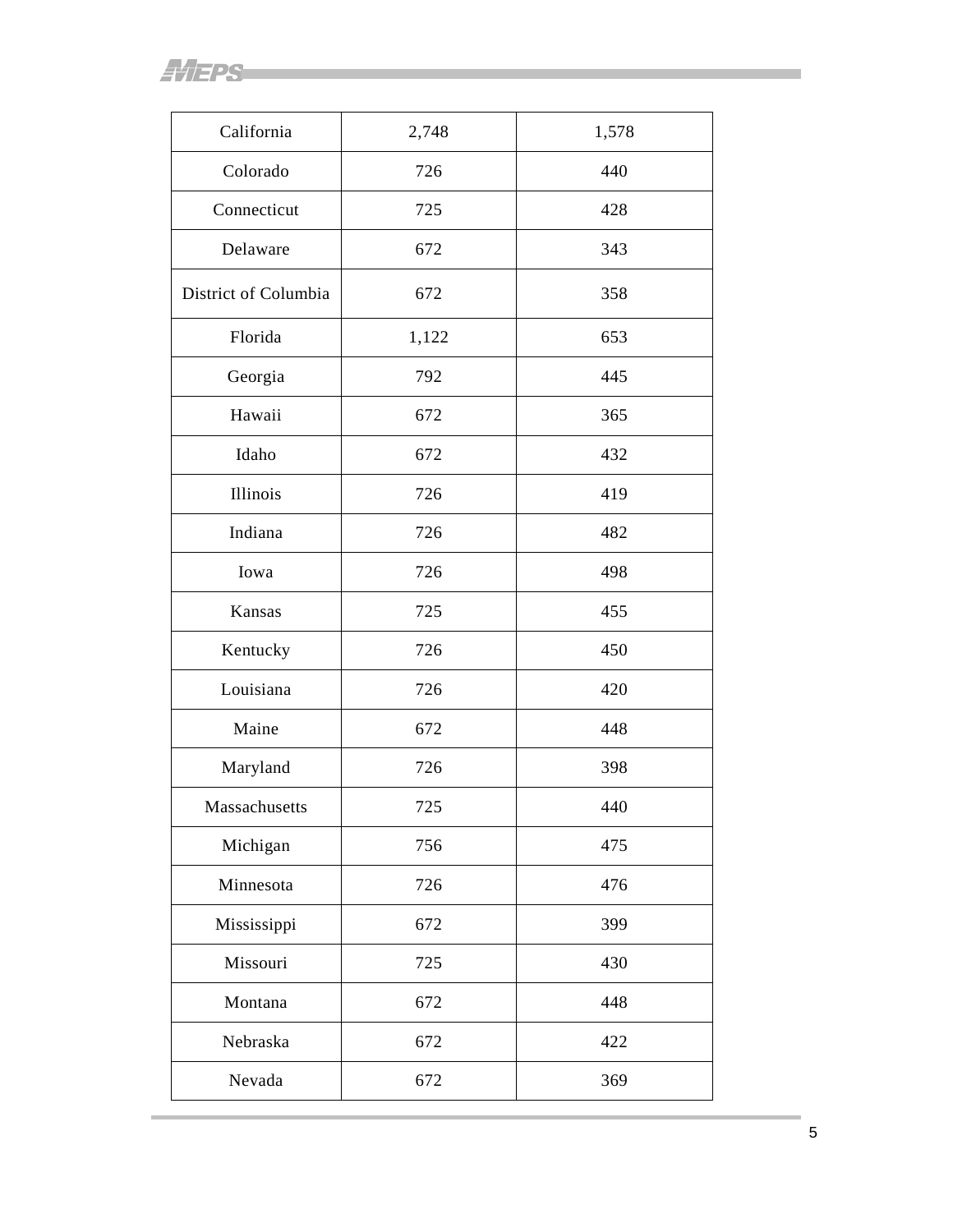| | | |
|---|---|---|
| California | 2,748 | 1,578 |
| Colorado | 726 | 440 |
| Connecticut | 725 | 428 |
| Delaware | 672 | 343 |
| District of Columbia | 672 | 358 |
| Florida | 1,122 | 653 |
| Georgia | 792 | 445 |
| Hawaii | 672 | 365 |
| Idaho | 672 | 432 |
| Illinois | 726 | 419 |
| Indiana | 726 | 482 |
| Iowa | 726 | 498 |
| Kansas | 725 | 455 |
| Kentucky | 726 | 450 |
| Louisiana | 726 | 420 |
| Maine | 672 | 448 |
| Maryland | 726 | 398 |
| Massachusetts | 725 | 440 |
| Michigan | 756 | 475 |
| Minnesota | 726 | 476 |
| Mississippi | 672 | 399 |
| Missouri | 725 | 430 |
| Montana | 672 | 448 |
| Nebraska | 672 | 422 |
| Nevada | 672 | 369 |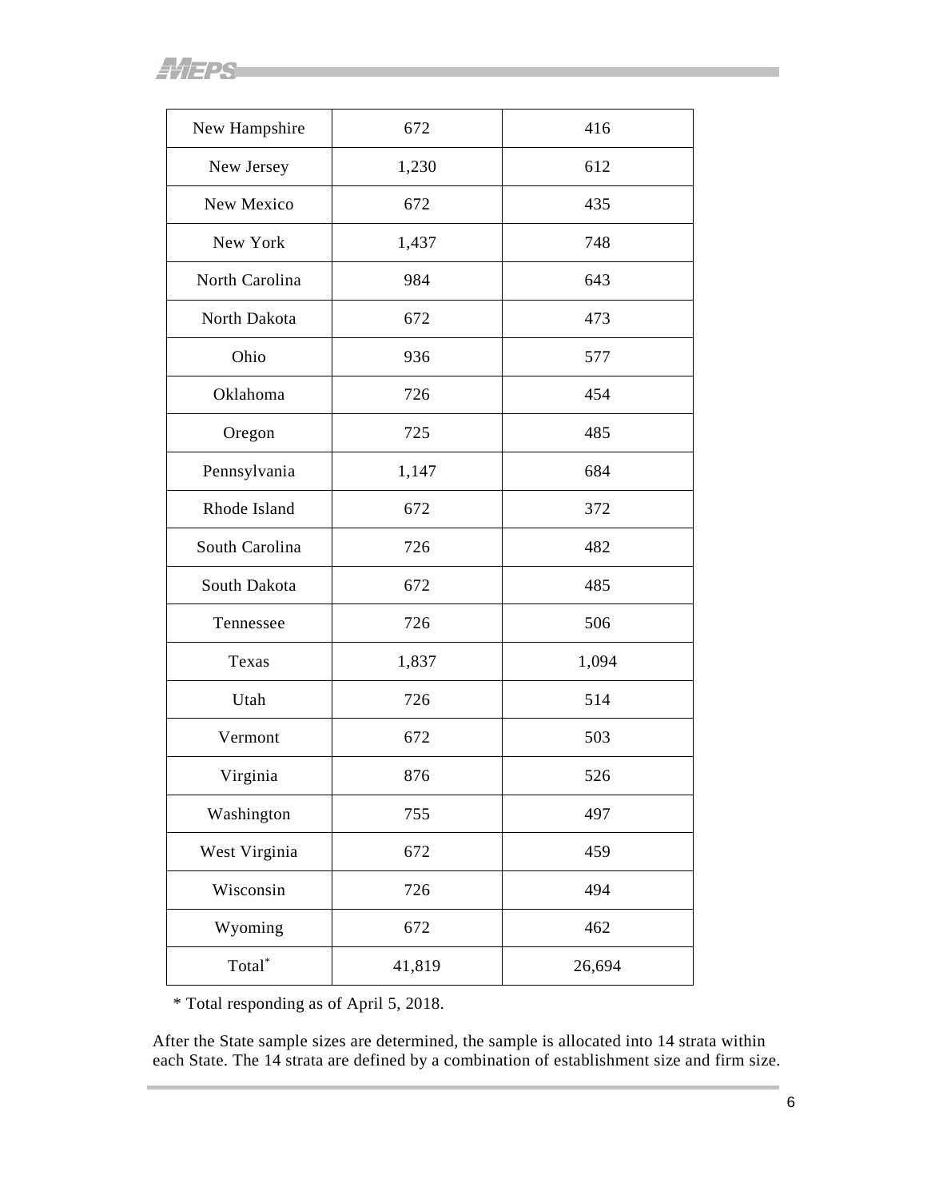| | | |
|---|---|---|
| New Hampshire | 672 | 416 |
| New Jersey | 1,230 | 612 |
| New Mexico | 672 | 435 |
| New York | 1,437 | 748 |
| North Carolina | 984 | 643 |
| North Dakota | 672 | 473 |
| Ohio | 936 | 577 |
| Oklahoma | 726 | 454 |
| Oregon | 725 | 485 |
| Pennsylvania | 1,147 | 684 |
| Rhode Island | 672 | 372 |
| South Carolina | 726 | 482 |
| South Dakota | 672 | 485 |
| Tennessee | 726 | 506 |
| Texas | 1,837 | 1,094 |
| Utah | 726 | 514 |
| Vermont | 672 | 503 |
| Virginia | 876 | 526 |
| Washington | 755 | 497 |
| West Virginia | 672 | 459 |
| Wisconsin | 726 | 494 |
| Wyoming | 672 | 462 |
| Total* | 41,819 | 26,694 |

* Total responding as of April 5, 2018.

After the State sample sizes are determined, the sample is allocated into 14 strata within each State. The 14 strata are defined by a combination of establishment size and firm size.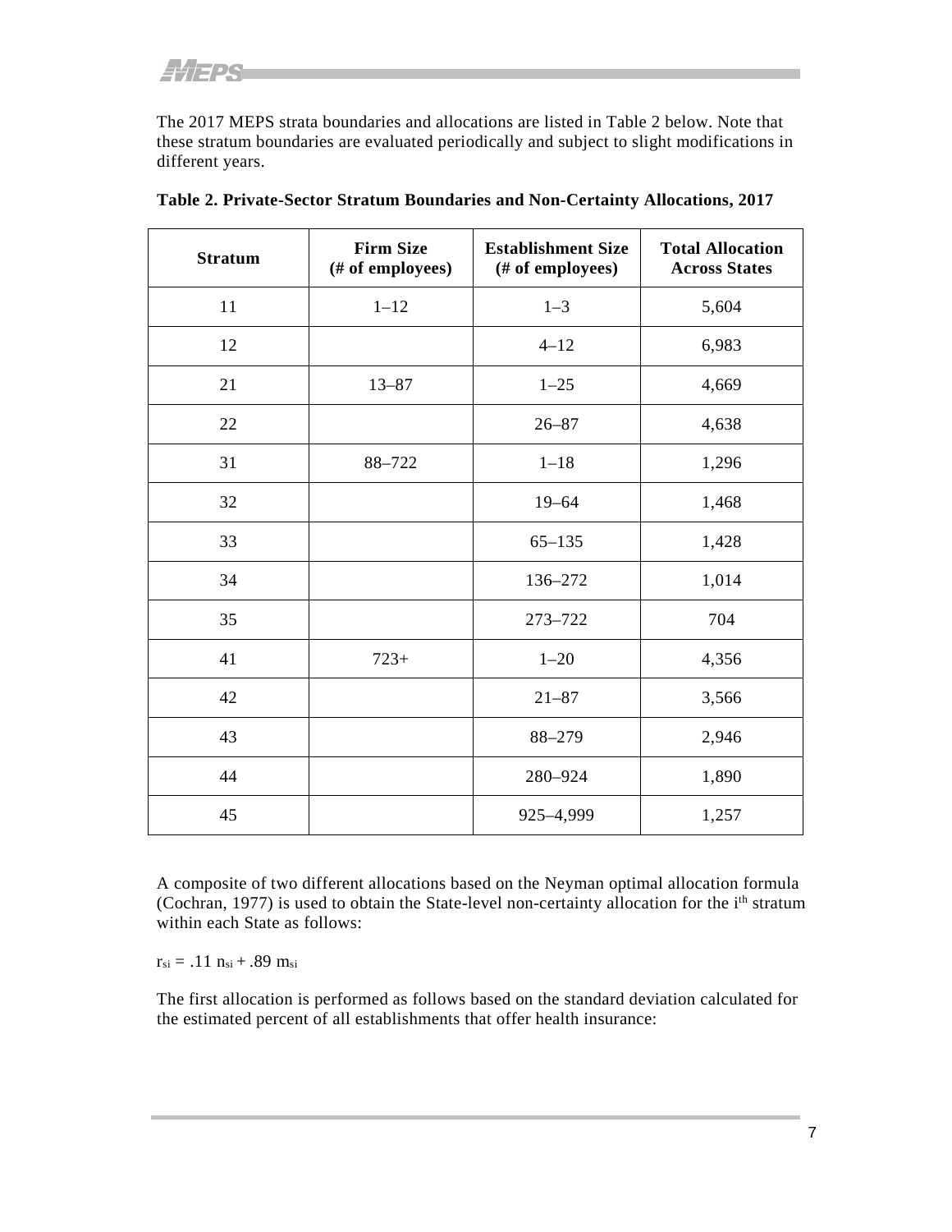The 2017 MEPS strata boundaries and allocations are listed in Table 2 below. Note that these stratum boundaries are evaluated periodically and subject to slight modifications in different years.

**Table 2. Private-Sector Stratum Boundaries and Non-Certainty Allocations, 2017**

| Stratum | Firm Size (# of employees) | Establishment Size (# of employees) | Total Allocation Across States |
|---|---|---|---|
| 11 | 1–12 | 1–3 | 5,604 |
| 12 | | 4–12 | 6,983 |
| 21 | 13–87 | 1–25 | 4,669 |
| 22 | | 26–87 | 4,638 |
| 31 | 88–722 | 1–18 | 1,296 |
| 32 | | 19–64 | 1,468 |
| 33 | | 65–135 | 1,428 |
| 34 | | 136–272 | 1,014 |
| 35 | | 273–722 | 704 |
| 41 | 723+ | 1–20 | 4,356 |
| 42 | | 21–87 | 3,566 |
| 43 | | 88–279 | 2,946 |
| 44 | | 280–924 | 1,890 |
| 45 | | 925–4,999 | 1,257 |

A composite of two different allocations based on the Neyman optimal allocation formula (Cochran, 1977) is used to obtain the State-level non-certainty allocation for the $i^{th}$ stratum within each State as follows:

$$r_{si} = .11\, n_{si} + .89\, m_{si}$$

The first allocation is performed as follows based on the standard deviation calculated for the estimated percent of all establishments that offer health insurance: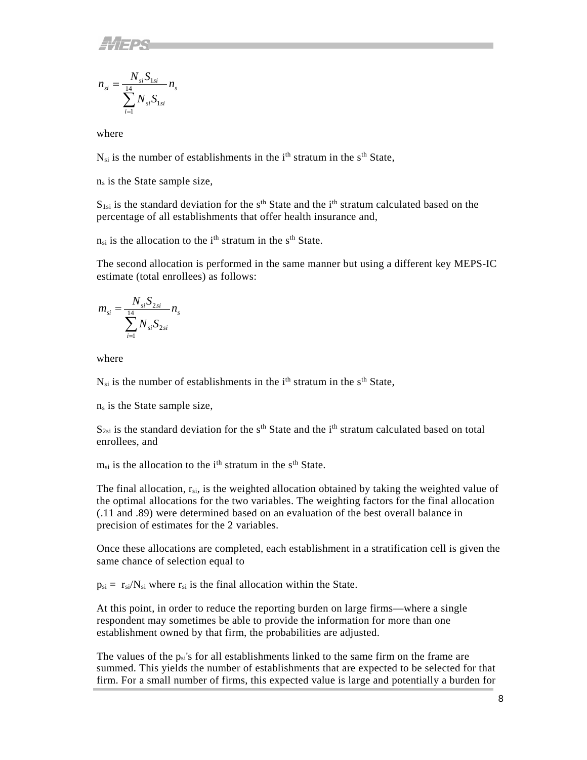$$n_{si} = \frac{N_{si}S_{1si}}{\sum_{i=1}^{14} N_{si}S_{1si}} n_s$$

where

$N_{si}$ is the number of establishments in the $i^{th}$ stratum in the $s^{th}$ State,

$n_s$ is the State sample size,

$S_{1si}$ is the standard deviation for the $s^{th}$ State and the $i^{th}$ stratum calculated based on the percentage of all establishments that offer health insurance and,

$n_{si}$ is the allocation to the $i^{th}$ stratum in the $s^{th}$ State.

The second allocation is performed in the same manner but using a different key MEPS-IC estimate (total enrollees) as follows:

$$m_{si} = \frac{N_{si}S_{2si}}{\sum_{i=1}^{14} N_{si}S_{2si}} n_s$$

where

$N_{si}$ is the number of establishments in the $i^{th}$ stratum in the $s^{th}$ State,

$n_s$ is the State sample size,

$S_{2si}$ is the standard deviation for the $s^{th}$ State and the $i^{th}$ stratum calculated based on total enrollees, and

$m_{si}$ is the allocation to the $i^{th}$ stratum in the $s^{th}$ State.

The final allocation, $r_{si}$, is the weighted allocation obtained by taking the weighted value of the optimal allocations for the two variables. The weighting factors for the final allocation (.11 and .89) were determined based on an evaluation of the best overall balance in precision of estimates for the 2 variables.

Once these allocations are completed, each establishment in a stratification cell is given the same chance of selection equal to

$p_{si} = r_{si}/N_{si}$ where $r_{si}$ is the final allocation within the State.

At this point, in order to reduce the reporting burden on large firms—where a single respondent may sometimes be able to provide the information for more than one establishment owned by that firm, the probabilities are adjusted.

The values of the $p_{si}$'s for all establishments linked to the same firm on the frame are summed. This yields the number of establishments that are expected to be selected for that firm. For a small number of firms, this expected value is large and potentially a burden for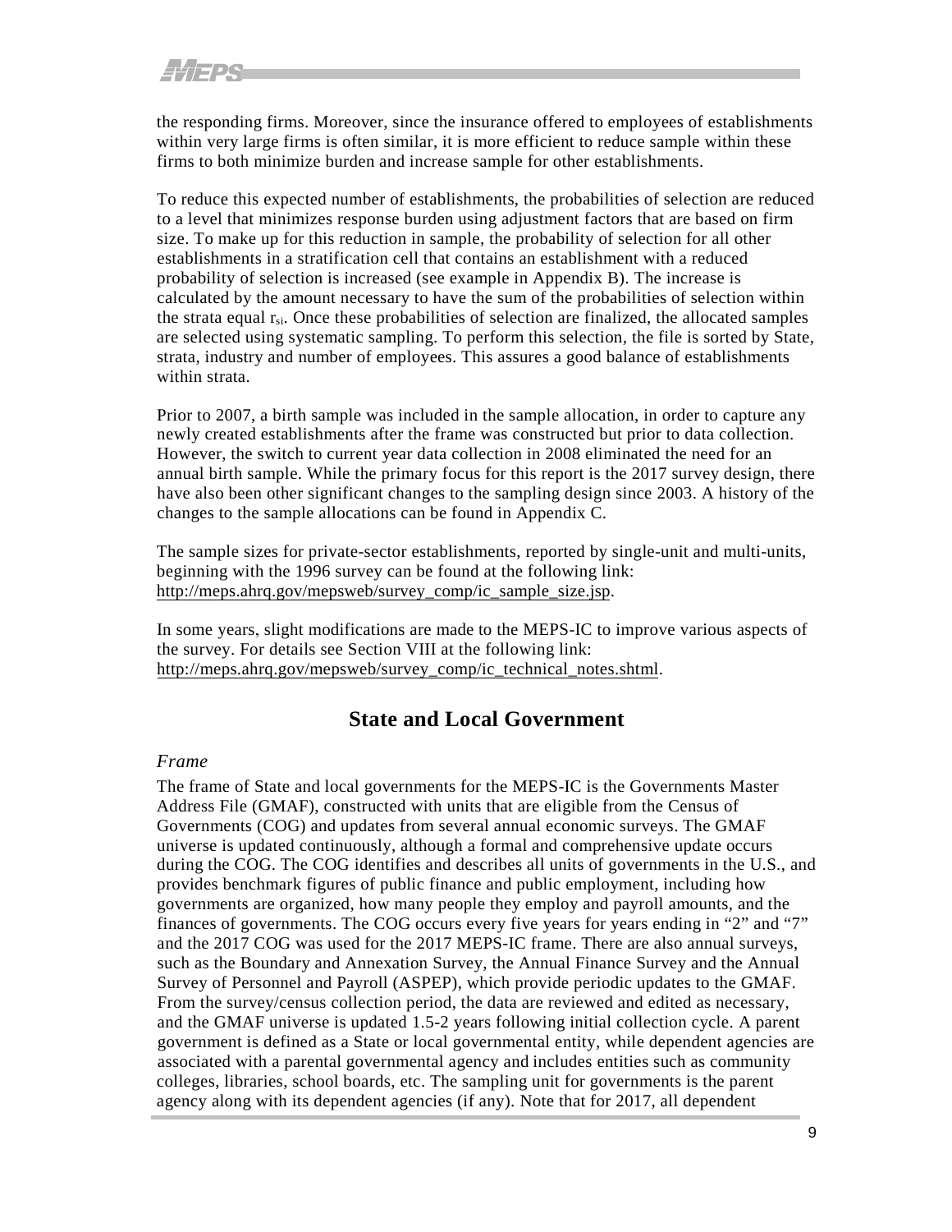the responding firms. Moreover, since the insurance offered to employees of establishments within very large firms is often similar, it is more efficient to reduce sample within these firms to both minimize burden and increase sample for other establishments.

To reduce this expected number of establishments, the probabilities of selection are reduced to a level that minimizes response burden using adjustment factors that are based on firm size. To make up for this reduction in sample, the probability of selection for all other establishments in a stratification cell that contains an establishment with a reduced probability of selection is increased (see example in Appendix B). The increase is calculated by the amount necessary to have the sum of the probabilities of selection within the strata equal $r_{si}$. Once these probabilities of selection are finalized, the allocated samples are selected using systematic sampling. To perform this selection, the file is sorted by State, strata, industry and number of employees. This assures a good balance of establishments within strata.

Prior to 2007, a birth sample was included in the sample allocation, in order to capture any newly created establishments after the frame was constructed but prior to data collection. However, the switch to current year data collection in 2008 eliminated the need for an annual birth sample. While the primary focus for this report is the 2017 survey design, there have also been other significant changes to the sampling design since 2003. A history of the changes to the sample allocations can be found in Appendix C.

The sample sizes for private-sector establishments, reported by single-unit and multi-units, beginning with the 1996 survey can be found at the following link: http://meps.ahrq.gov/mepsweb/survey_comp/ic_sample_size.jsp.

In some years, slight modifications are made to the MEPS-IC to improve various aspects of the survey. For details see Section VIII at the following link: http://meps.ahrq.gov/mepsweb/survey_comp/ic_technical_notes.shtml.

## State and Local Government

*Frame*

The frame of State and local governments for the MEPS-IC is the Governments Master Address File (GMAF), constructed with units that are eligible from the Census of Governments (COG) and updates from several annual economic surveys. The GMAF universe is updated continuously, although a formal and comprehensive update occurs during the COG. The COG identifies and describes all units of governments in the U.S., and provides benchmark figures of public finance and public employment, including how governments are organized, how many people they employ and payroll amounts, and the finances of governments. The COG occurs every five years for years ending in "2" and "7" and the 2017 COG was used for the 2017 MEPS-IC frame. There are also annual surveys, such as the Boundary and Annexation Survey, the Annual Finance Survey and the Annual Survey of Personnel and Payroll (ASPEP), which provide periodic updates to the GMAF. From the survey/census collection period, the data are reviewed and edited as necessary, and the GMAF universe is updated 1.5-2 years following initial collection cycle. A parent government is defined as a State or local governmental entity, while dependent agencies are associated with a parental governmental agency and includes entities such as community colleges, libraries, school boards, etc. The sampling unit for governments is the parent agency along with its dependent agencies (if any). Note that for 2017, all dependent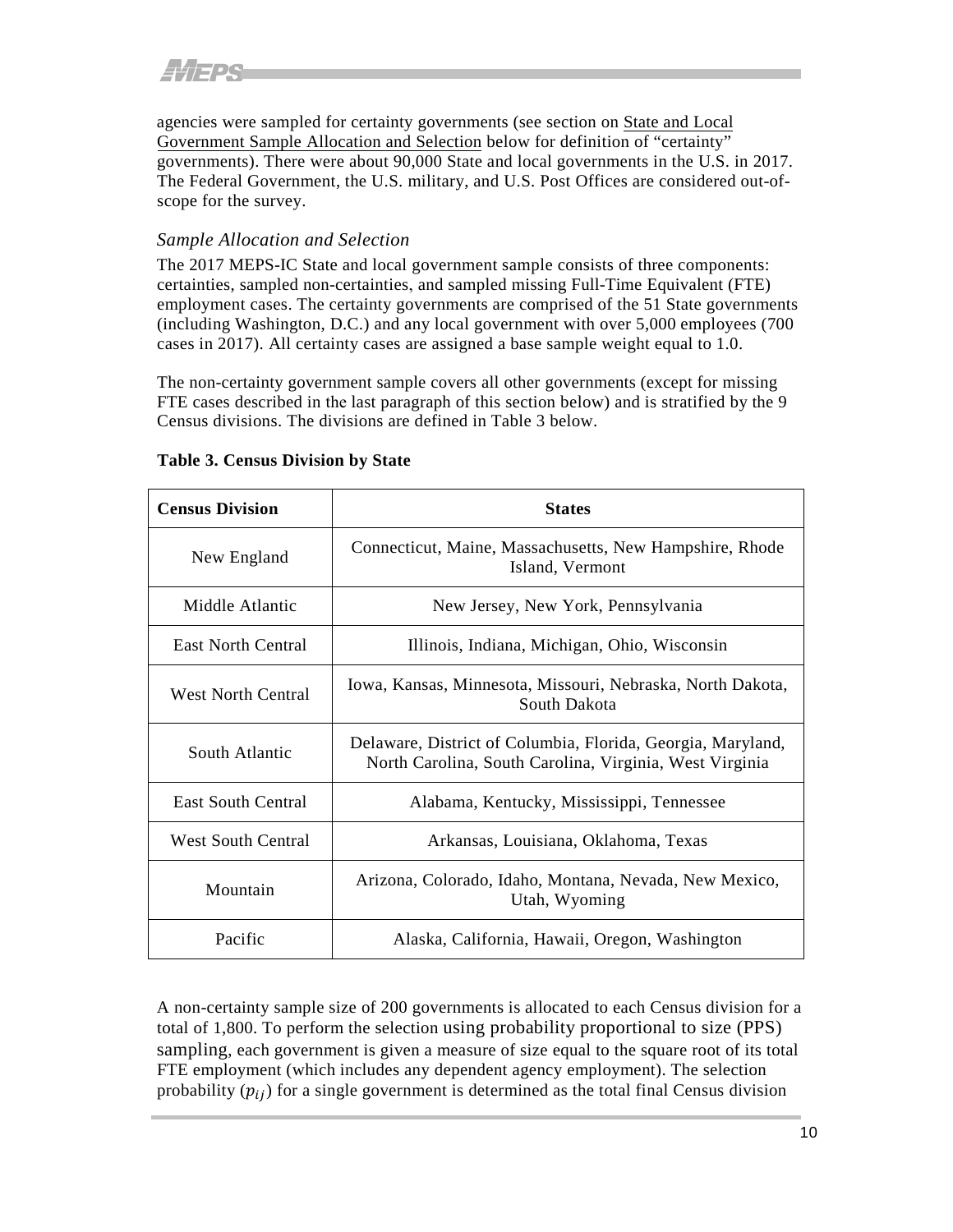agencies were sampled for certainty governments (see section on State and Local Government Sample Allocation and Selection below for definition of "certainty" governments). There were about 90,000 State and local governments in the U.S. in 2017. The Federal Government, the U.S. military, and U.S. Post Offices are considered out-of-scope for the survey.

### *Sample Allocation and Selection*

The 2017 MEPS-IC State and local government sample consists of three components: certainties, sampled non-certainties, and sampled missing Full-Time Equivalent (FTE) employment cases. The certainty governments are comprised of the 51 State governments (including Washington, D.C.) and any local government with over 5,000 employees (700 cases in 2017). All certainty cases are assigned a base sample weight equal to 1.0.

The non-certainty government sample covers all other governments (except for missing FTE cases described in the last paragraph of this section below) and is stratified by the 9 Census divisions. The divisions are defined in Table 3 below.

**Table 3. Census Division by State**

| Census Division | States |
|---|---|
| New England | Connecticut, Maine, Massachusetts, New Hampshire, Rhode Island, Vermont |
| Middle Atlantic | New Jersey, New York, Pennsylvania |
| East North Central | Illinois, Indiana, Michigan, Ohio, Wisconsin |
| West North Central | Iowa, Kansas, Minnesota, Missouri, Nebraska, North Dakota, South Dakota |
| South Atlantic | Delaware, District of Columbia, Florida, Georgia, Maryland, North Carolina, South Carolina, Virginia, West Virginia |
| East South Central | Alabama, Kentucky, Mississippi, Tennessee |
| West South Central | Arkansas, Louisiana, Oklahoma, Texas |
| Mountain | Arizona, Colorado, Idaho, Montana, Nevada, New Mexico, Utah, Wyoming |
| Pacific | Alaska, California, Hawaii, Oregon, Washington |

A non-certainty sample size of 200 governments is allocated to each Census division for a total of 1,800. To perform the selection using probability proportional to size (PPS) sampling, each government is given a measure of size equal to the square root of its total FTE employment (which includes any dependent agency employment). The selection probability ($p_{ij}$) for a single government is determined as the total final Census division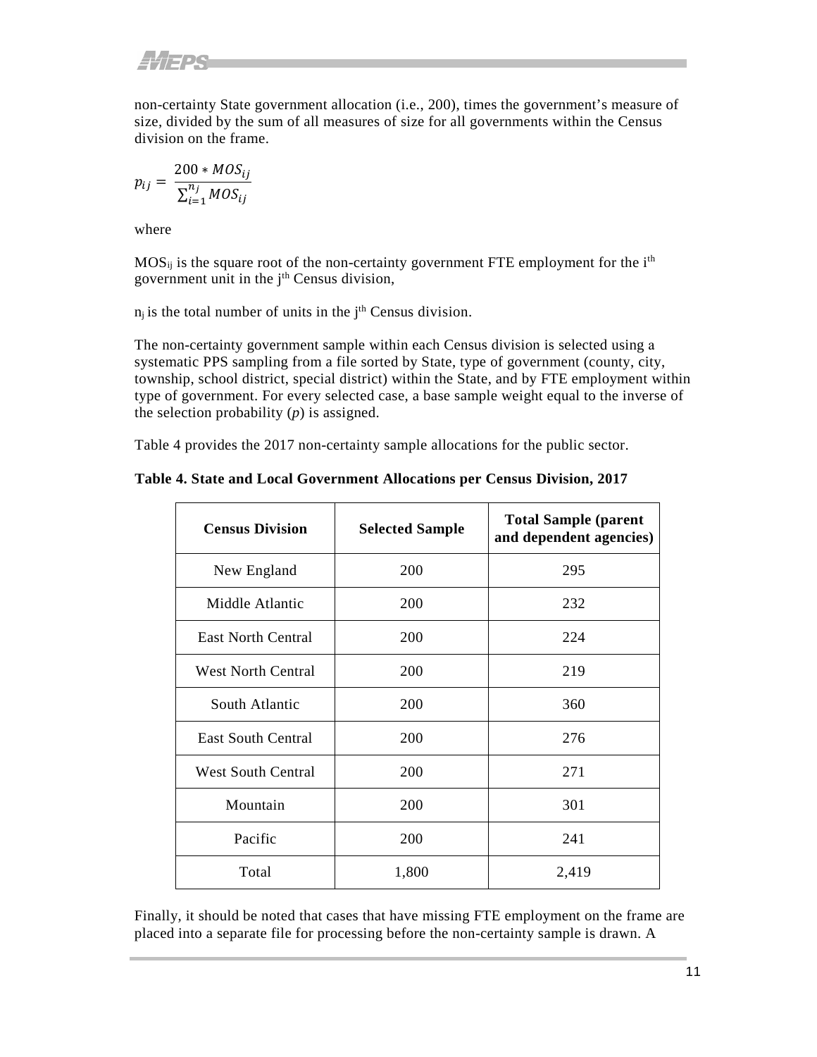non-certainty State government allocation (i.e., 200), times the government's measure of size, divided by the sum of all measures of size for all governments within the Census division on the frame.

$$p_{ij} = \frac{200 * MOS_{ij}}{\sum_{i=1}^{n_j} MOS_{ij}}$$

where

$MOS_{ij}$ is the square root of the non-certainty government FTE employment for the $i^{th}$ government unit in the $j^{th}$ Census division,

$n_j$ is the total number of units in the $j^{th}$ Census division.

The non-certainty government sample within each Census division is selected using a systematic PPS sampling from a file sorted by State, type of government (county, city, township, school district, special district) within the State, and by FTE employment within type of government. For every selected case, a base sample weight equal to the inverse of the selection probability (*p*) is assigned.

Table 4 provides the 2017 non-certainty sample allocations for the public sector.

**Table 4. State and Local Government Allocations per Census Division, 2017**

| Census Division | Selected Sample | Total Sample (parent and dependent agencies) |
|---|---|---|
| New England | 200 | 295 |
| Middle Atlantic | 200 | 232 |
| East North Central | 200 | 224 |
| West North Central | 200 | 219 |
| South Atlantic | 200 | 360 |
| East South Central | 200 | 276 |
| West South Central | 200 | 271 |
| Mountain | 200 | 301 |
| Pacific | 200 | 241 |
| Total | 1,800 | 2,419 |

Finally, it should be noted that cases that have missing FTE employment on the frame are placed into a separate file for processing before the non-certainty sample is drawn. A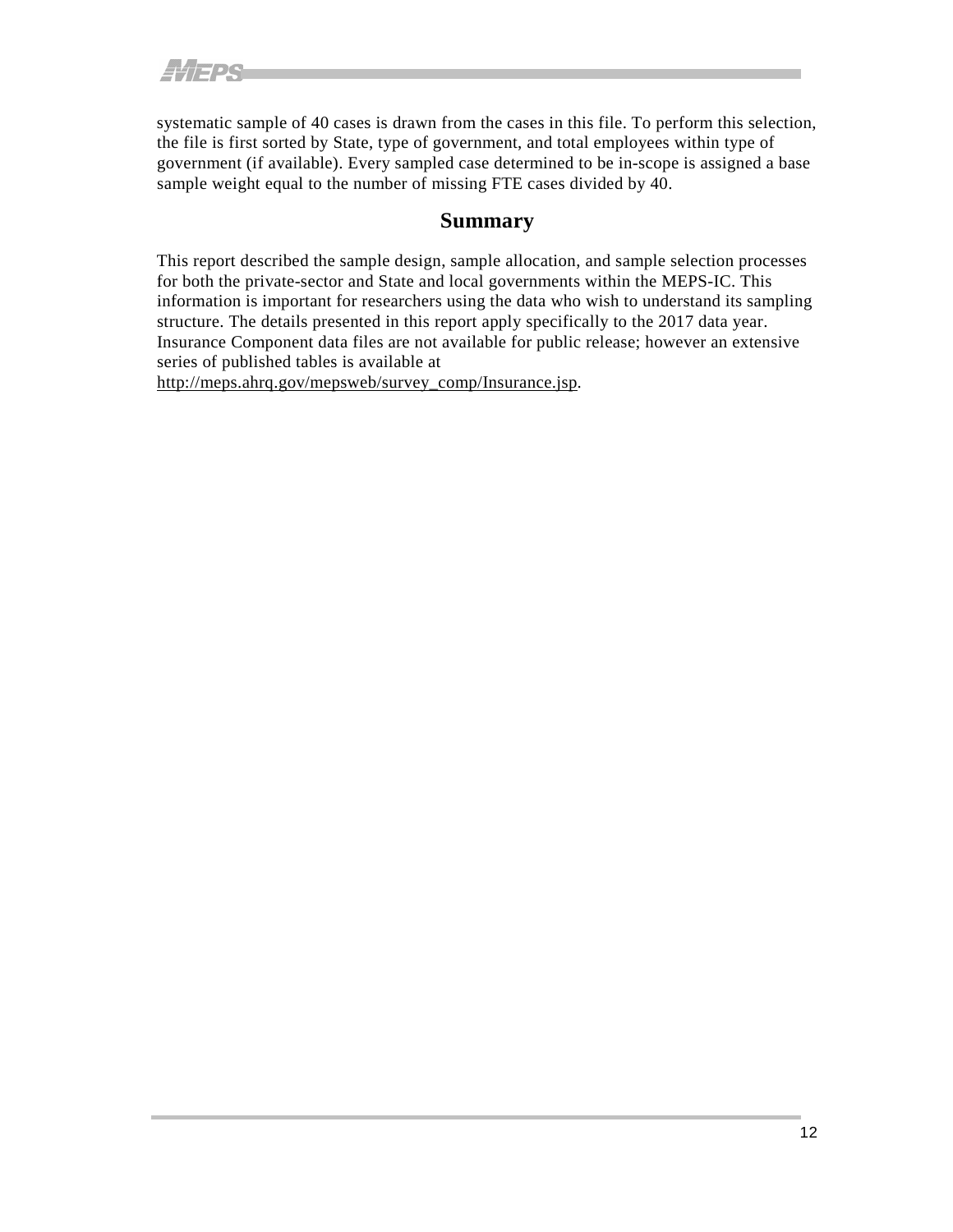systematic sample of 40 cases is drawn from the cases in this file. To perform this selection, the file is first sorted by State, type of government, and total employees within type of government (if available). Every sampled case determined to be in-scope is assigned a base sample weight equal to the number of missing FTE cases divided by 40.

## Summary

This report described the sample design, sample allocation, and sample selection processes for both the private-sector and State and local governments within the MEPS-IC. This information is important for researchers using the data who wish to understand its sampling structure. The details presented in this report apply specifically to the 2017 data year. Insurance Component data files are not available for public release; however an extensive series of published tables is available at http://meps.ahrq.gov/mepsweb/survey_comp/Insurance.jsp.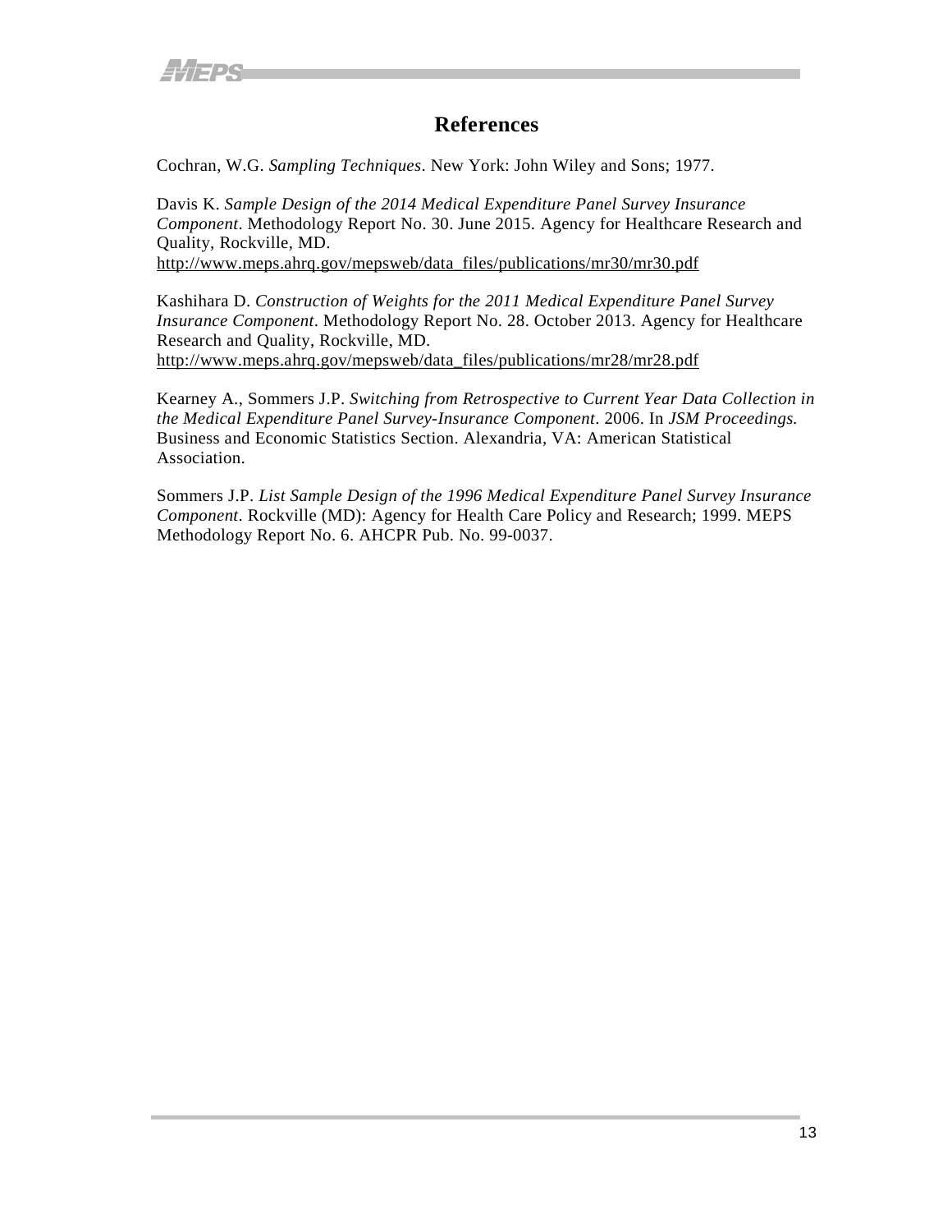# References

Cochran, W.G. *Sampling Techniques*. New York: John Wiley and Sons; 1977.

Davis K. *Sample Design of the 2014 Medical Expenditure Panel Survey Insurance Component*. Methodology Report No. 30. June 2015. Agency for Healthcare Research and Quality, Rockville, MD.
http://www.meps.ahrq.gov/mepsweb/data_files/publications/mr30/mr30.pdf

Kashihara D. *Construction of Weights for the 2011 Medical Expenditure Panel Survey Insurance Component*. Methodology Report No. 28. October 2013. Agency for Healthcare Research and Quality, Rockville, MD.
http://www.meps.ahrq.gov/mepsweb/data_files/publications/mr28/mr28.pdf

Kearney A., Sommers J.P. *Switching from Retrospective to Current Year Data Collection in the Medical Expenditure Panel Survey-Insurance Component*. 2006. In *JSM Proceedings.* Business and Economic Statistics Section. Alexandria, VA: American Statistical Association.

Sommers J.P. *List Sample Design of the 1996 Medical Expenditure Panel Survey Insurance Component*. Rockville (MD): Agency for Health Care Policy and Research; 1999. MEPS Methodology Report No. 6. AHCPR Pub. No. 99-0037.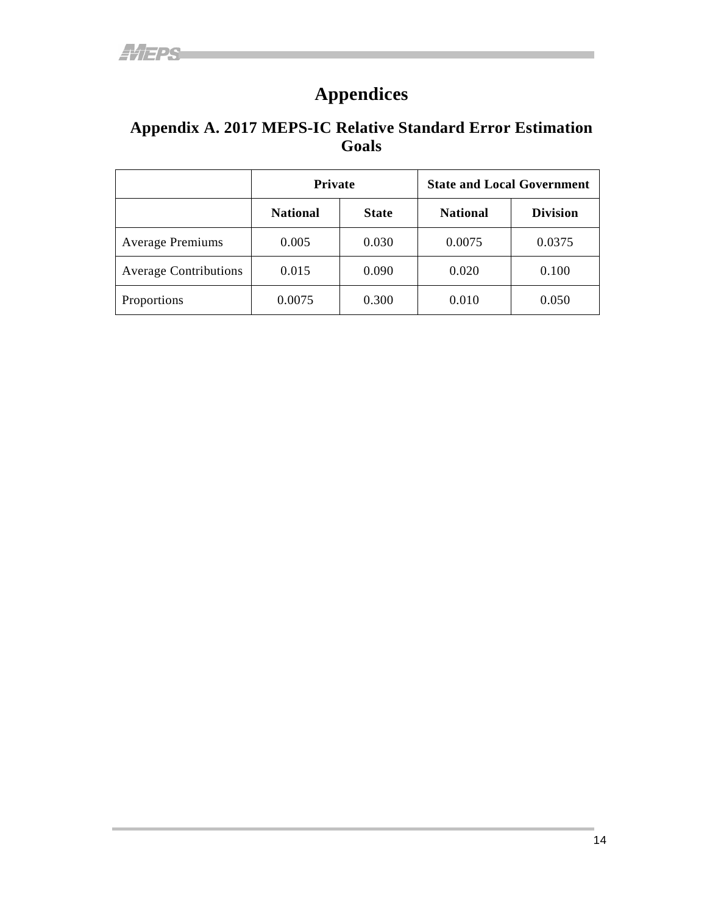# Appendices

## Appendix A. 2017 MEPS-IC Relative Standard Error Estimation Goals

| | Private | | State and Local Government | |
|---|---|---|---|---|
| | **National** | **State** | **National** | **Division** |
| Average Premiums | 0.005 | 0.030 | 0.0075 | 0.0375 |
| Average Contributions | 0.015 | 0.090 | 0.020 | 0.100 |
| Proportions | 0.0075 | 0.300 | 0.010 | 0.050 |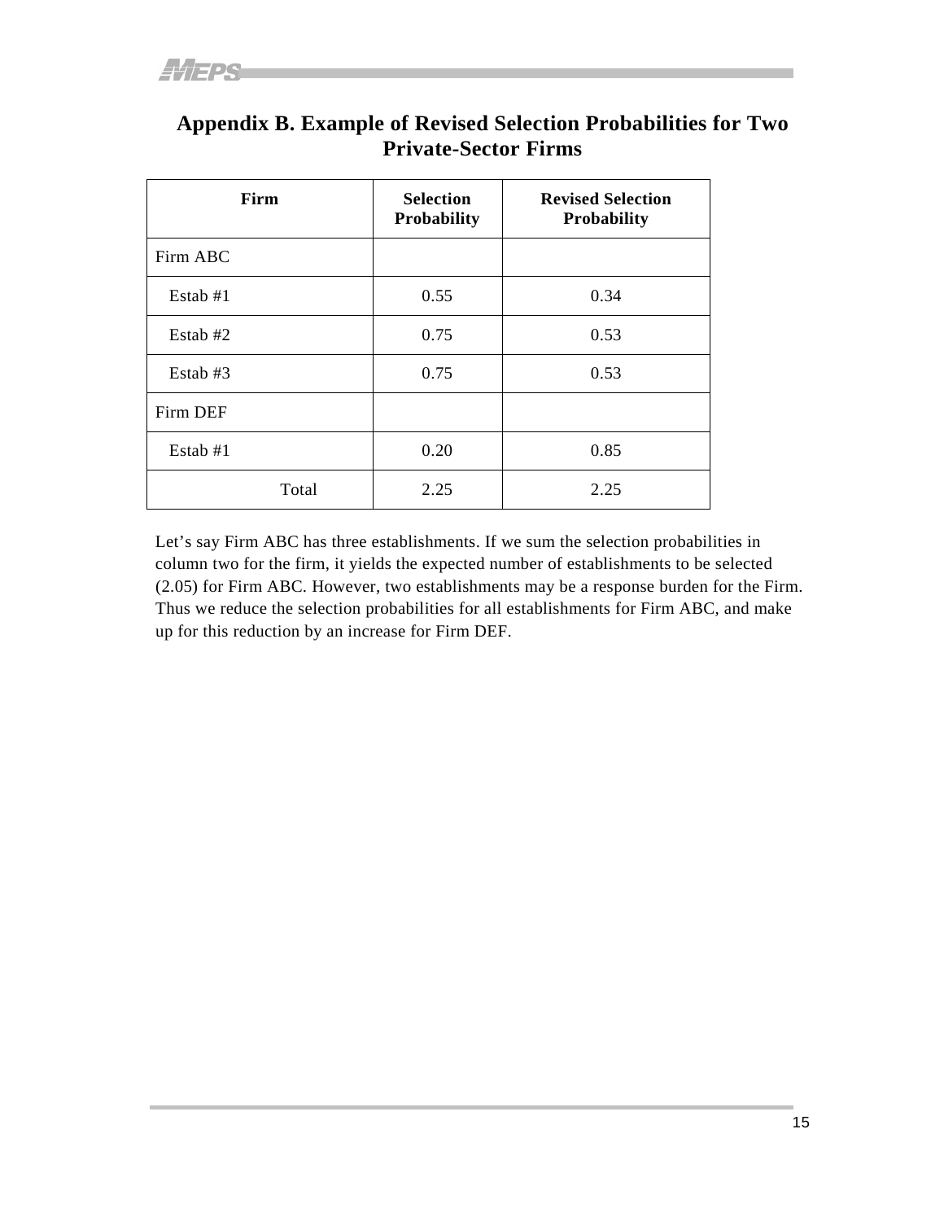## Appendix B. Example of Revised Selection Probabilities for Two Private-Sector Firms

| Firm | Selection Probability | Revised Selection Probability |
|---|---|---|
| Firm ABC | | |
| Estab #1 | 0.55 | 0.34 |
| Estab #2 | 0.75 | 0.53 |
| Estab #3 | 0.75 | 0.53 |
| Firm DEF | | |
| Estab #1 | 0.20 | 0.85 |
| Total | 2.25 | 2.25 |

Let's say Firm ABC has three establishments. If we sum the selection probabilities in column two for the firm, it yields the expected number of establishments to be selected (2.05) for Firm ABC. However, two establishments may be a response burden for the Firm. Thus we reduce the selection probabilities for all establishments for Firm ABC, and make up for this reduction by an increase for Firm DEF.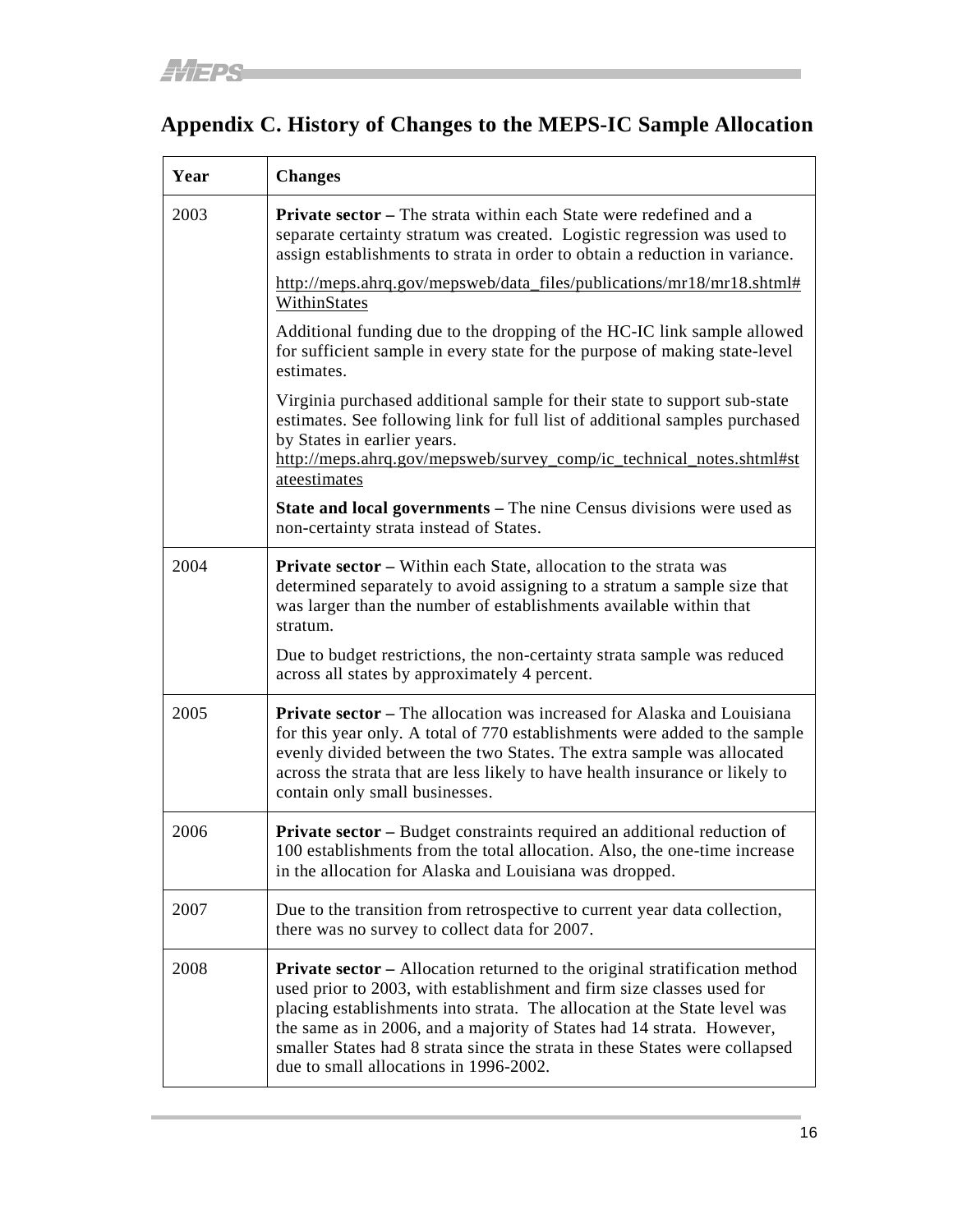## Appendix C. History of Changes to the MEPS-IC Sample Allocation

| Year | Changes |
|---|---|
| 2003 | **Private sector –** The strata within each State were redefined and a separate certainty stratum was created. Logistic regression was used to assign establishments to strata in order to obtain a reduction in variance. http://meps.ahrq.gov/mepsweb/data_files/publications/mr18/mr18.shtml#WithinStates Additional funding due to the dropping of the HC-IC link sample allowed for sufficient sample in every state for the purpose of making state-level estimates. Virginia purchased additional sample for their state to support sub-state estimates. See following link for full list of additional samples purchased by States in earlier years. http://meps.ahrq.gov/mepsweb/survey_comp/ic_technical_notes.shtml#stateestimates **State and local governments –** The nine Census divisions were used as non-certainty strata instead of States. |
| 2004 | **Private sector –** Within each State, allocation to the strata was determined separately to avoid assigning to a stratum a sample size that was larger than the number of establishments available within that stratum. Due to budget restrictions, the non-certainty strata sample was reduced across all states by approximately 4 percent. |
| 2005 | **Private sector –** The allocation was increased for Alaska and Louisiana for this year only. A total of 770 establishments were added to the sample evenly divided between the two States. The extra sample was allocated across the strata that are less likely to have health insurance or likely to contain only small businesses. |
| 2006 | **Private sector –** Budget constraints required an additional reduction of 100 establishments from the total allocation. Also, the one-time increase in the allocation for Alaska and Louisiana was dropped. |
| 2007 | Due to the transition from retrospective to current year data collection, there was no survey to collect data for 2007. |
| 2008 | **Private sector –** Allocation returned to the original stratification method used prior to 2003, with establishment and firm size classes used for placing establishments into strata. The allocation at the State level was the same as in 2006, and a majority of States had 14 strata. However, smaller States had 8 strata since the strata in these States were collapsed due to small allocations in 1996-2002. |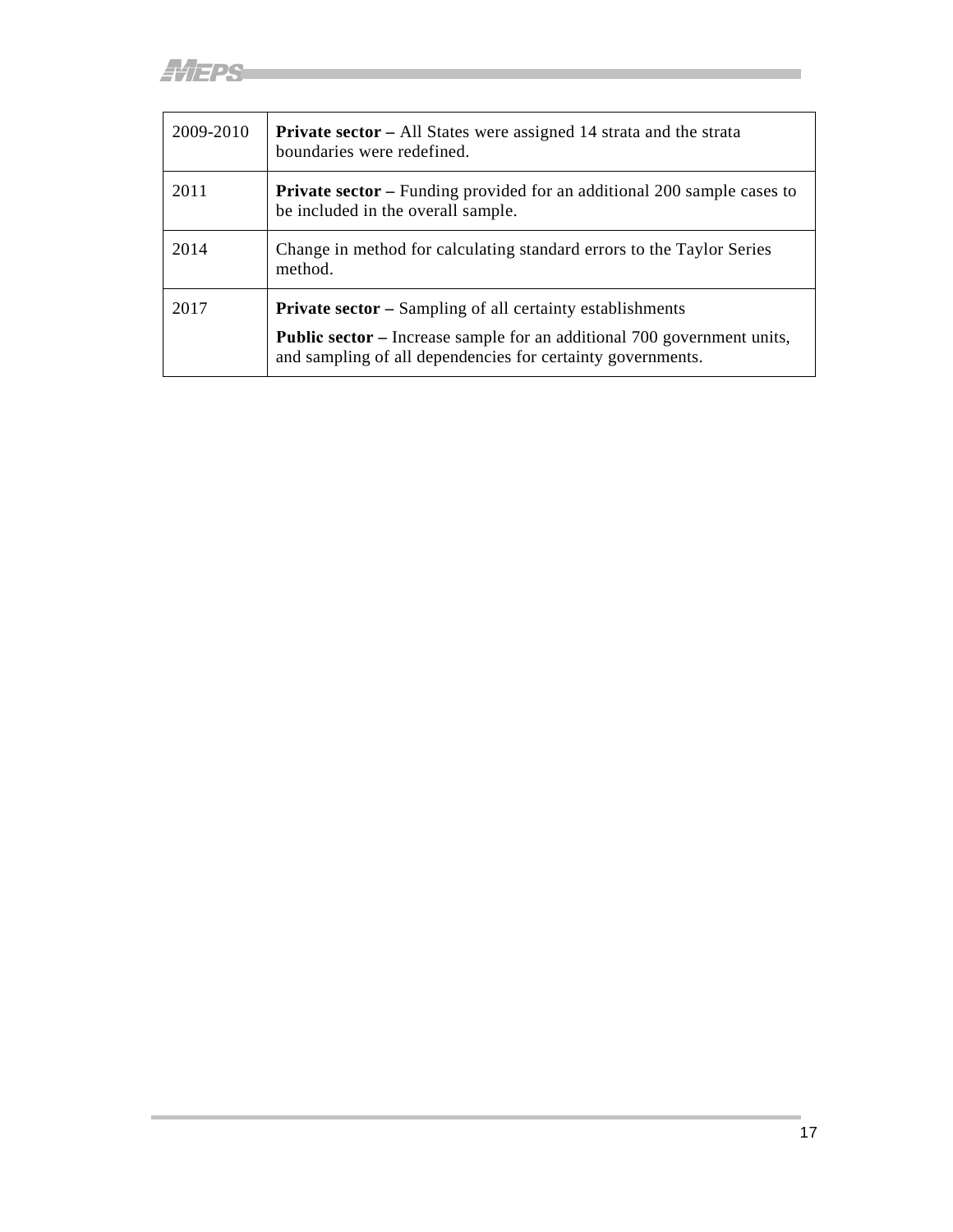| | |
|---|---|
| 2009-2010 | **Private sector –** All States were assigned 14 strata and the strata boundaries were redefined. |
| 2011 | **Private sector –** Funding provided for an additional 200 sample cases to be included in the overall sample. |
| 2014 | Change in method for calculating standard errors to the Taylor Series method. |
| 2017 | **Private sector –** Sampling of all certainty establishments<br>**Public sector –** Increase sample for an additional 700 government units, and sampling of all dependencies for certainty governments. |